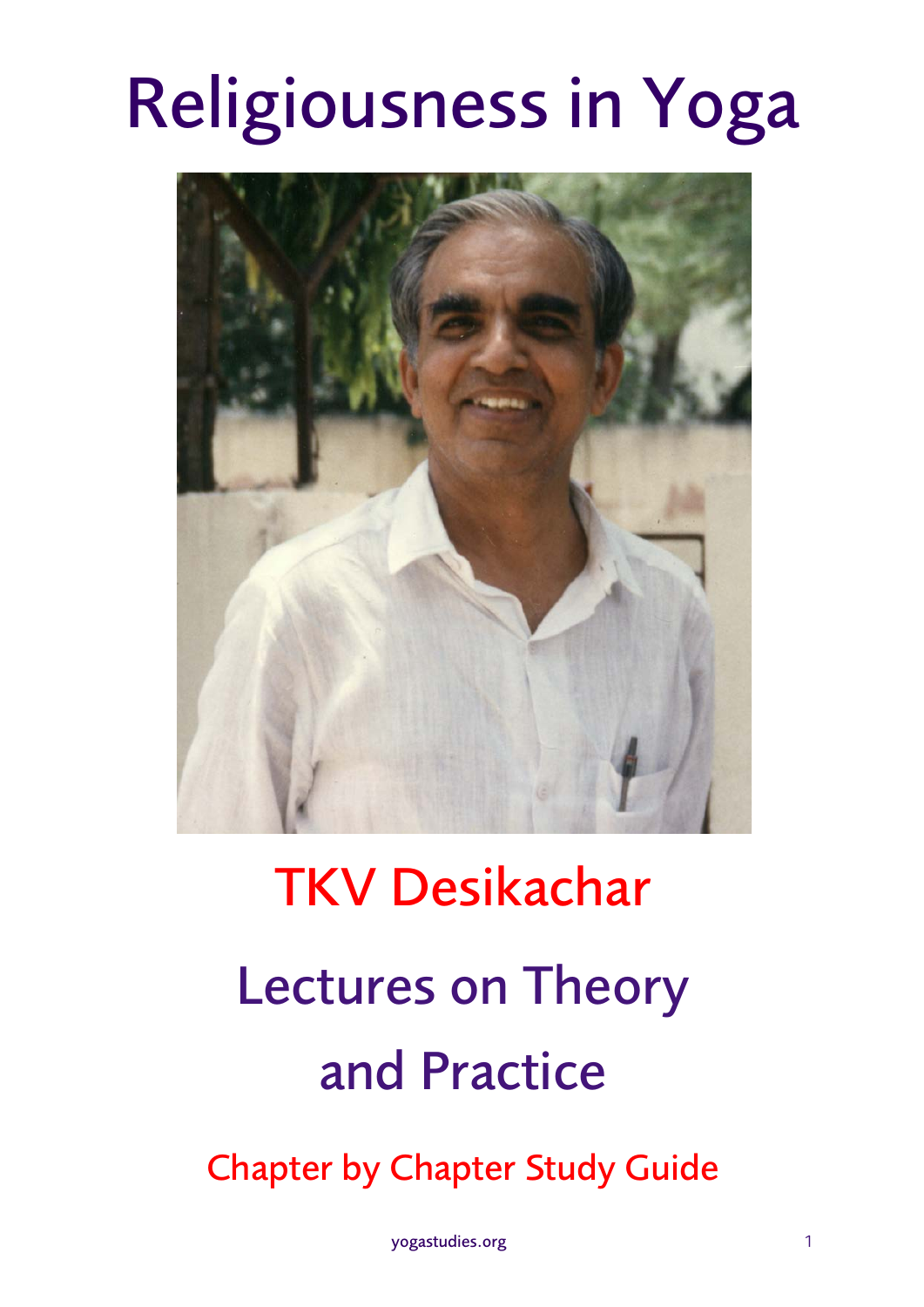# Religiousness in Yoga

## TKV Desikachar

## Lectures on Theory and Practice

### Chapter by Chapter Study Guide

yogastudies.org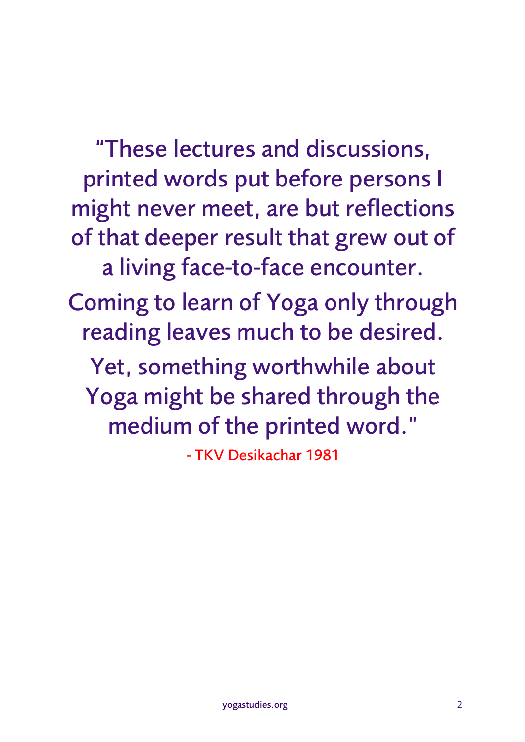"These lectures and discussions, printed words put before persons I might never meet, are but reflections of that deeper result that grew out of a living face-to-face encounter.

Coming to learn of Yoga only through reading leaves much to be desired.

Yet, something worthwhile about Yoga might be shared through the medium of the printed word."

- TKV Desikachar 1981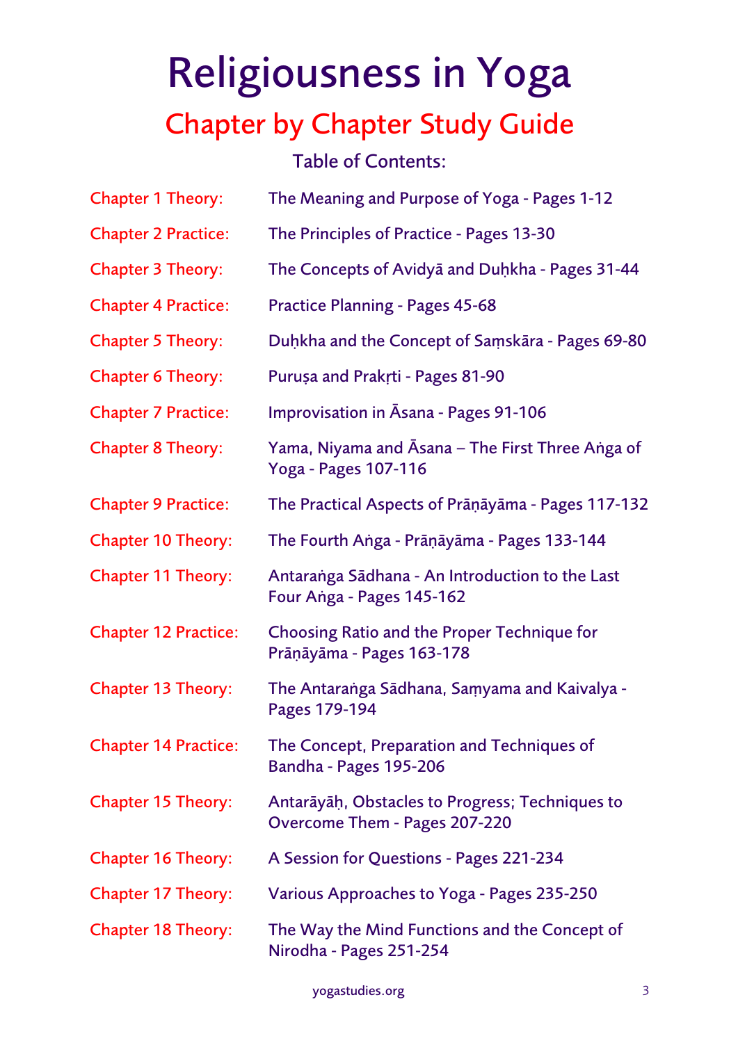# Religiousness in Yoga

## Chapter by Chapter Study Guide

Table of Contents:

| | |
|---|---|
| Chapter 1 Theory: | The Meaning and Purpose of Yoga - Pages 1-12 |
| Chapter 2 Practice: | The Principles of Practice - Pages 13-30 |
| Chapter 3 Theory: | The Concepts of Avidyā and Duḥkha - Pages 31-44 |
| Chapter 4 Practice: | Practice Planning - Pages 45-68 |
| Chapter 5 Theory: | Duḥkha and the Concept of Saṃskāra - Pages 69-80 |
| Chapter 6 Theory: | Puruṣa and Prakṛti - Pages 81-90 |
| Chapter 7 Practice: | Improvisation in Āsana - Pages 91-106 |
| Chapter 8 Theory: | Yama, Niyama and Āsana – The First Three Aṅga of Yoga - Pages 107-116 |
| Chapter 9 Practice: | The Practical Aspects of Prāṇāyāma - Pages 117-132 |
| Chapter 10 Theory: | The Fourth Aṅga - Prāṇāyāma - Pages 133-144 |
| Chapter 11 Theory: | Antaraṅga Sādhana - An Introduction to the Last Four Aṅga - Pages 145-162 |
| Chapter 12 Practice: | Choosing Ratio and the Proper Technique for Prāṇāyāma - Pages 163-178 |
| Chapter 13 Theory: | The Antaraṅga Sādhana, Saṃyama and Kaivalya - Pages 179-194 |
| Chapter 14 Practice: | The Concept, Preparation and Techniques of Bandha - Pages 195-206 |
| Chapter 15 Theory: | Antarāyāḥ, Obstacles to Progress; Techniques to Overcome Them - Pages 207-220 |
| Chapter 16 Theory: | A Session for Questions - Pages 221-234 |
| Chapter 17 Theory: | Various Approaches to Yoga - Pages 235-250 |
| Chapter 18 Theory: | The Way the Mind Functions and the Concept of Nirodha - Pages 251-254 |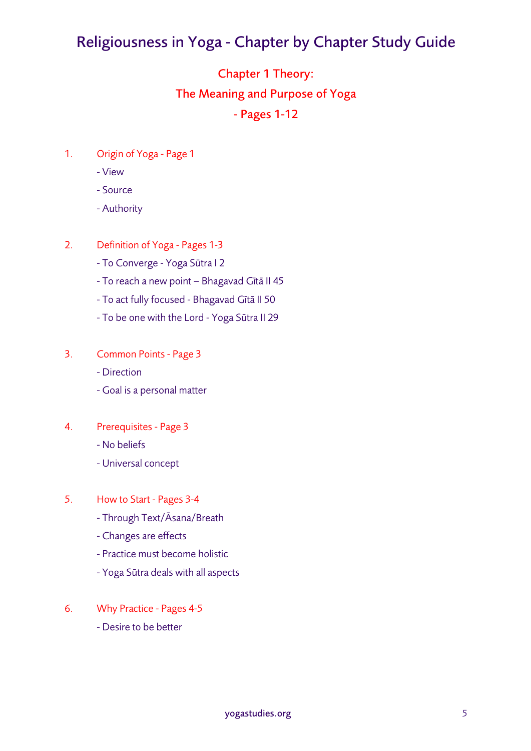# Religiousness in Yoga - Chapter by Chapter Study Guide

## Chapter 1 Theory:
## The Meaning and Purpose of Yoga
## - Pages 1-12

1. Origin of Yoga - Page 1
   - View
   - Source
   - Authority

2. Definition of Yoga - Pages 1-3
   - To Converge - Yoga Sūtra I 2
   - To reach a new point – Bhagavad Gītā II 45
   - To act fully focused - Bhagavad Gītā II 50
   - To be one with the Lord - Yoga Sūtra II 29

3. Common Points - Page 3
   - Direction
   - Goal is a personal matter

4. Prerequisites - Page 3
   - No beliefs
   - Universal concept

5. How to Start - Pages 3-4
   - Through Text/Āsana/Breath
   - Changes are effects
   - Practice must become holistic
   - Yoga Sūtra deals with all aspects

6. Why Practice - Pages 4-5
   - Desire to be better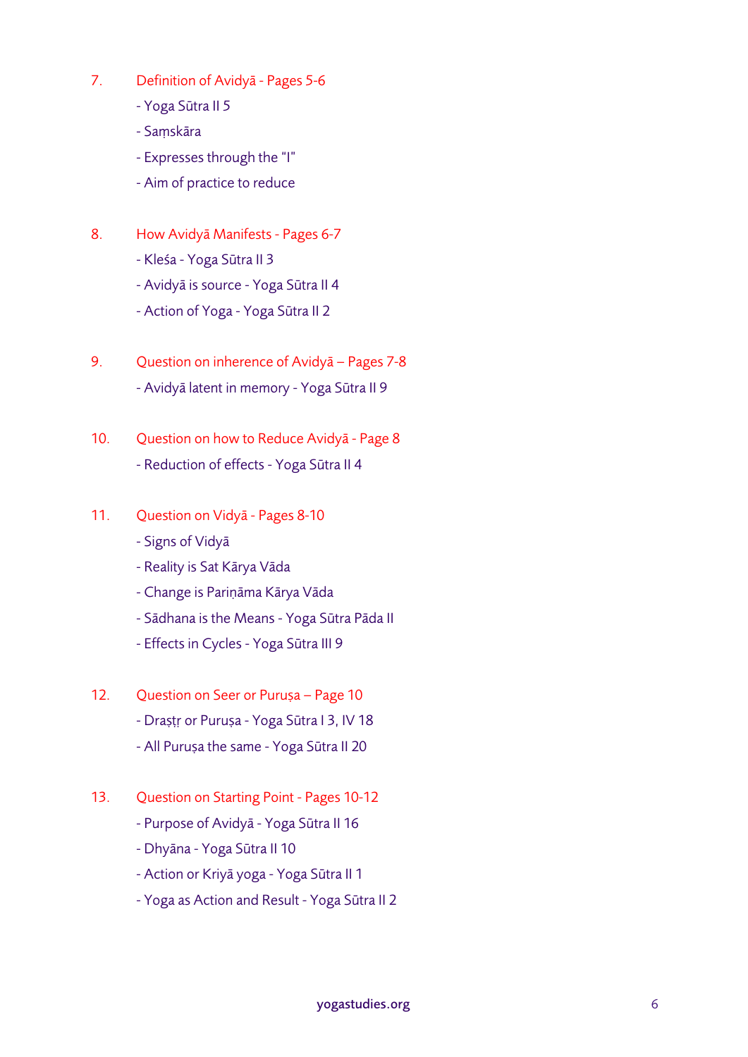7. Definition of Avidyā - Pages 5-6
    - Yoga Sūtra II 5
    - Saṃskāra
    - Expresses through the "I"
    - Aim of practice to reduce

8. How Avidyā Manifests - Pages 6-7
    - Kleśa - Yoga Sūtra II 3
    - Avidyā is source - Yoga Sūtra II 4
    - Action of Yoga - Yoga Sūtra II 2

9. Question on inherence of Avidyā – Pages 7-8
    - Avidyā latent in memory - Yoga Sūtra II 9

10. Question on how to Reduce Avidyā - Page 8
    - Reduction of effects - Yoga Sūtra II 4

11. Question on Vidyā - Pages 8-10
    - Signs of Vidyā
    - Reality is Sat Kārya Vāda
    - Change is Pariṇāma Kārya Vāda
    - Sādhana is the Means - Yoga Sūtra Pāda II
    - Effects in Cycles - Yoga Sūtra III 9

12. Question on Seer or Puruṣa – Page 10
    - Draṣṭṛ or Puruṣa - Yoga Sūtra I 3, IV 18
    - All Puruṣa the same - Yoga Sūtra II 20

13. Question on Starting Point - Pages 10-12
    - Purpose of Avidyā - Yoga Sūtra II 16
    - Dhyāna - Yoga Sūtra II 10
    - Action or Kriyā yoga - Yoga Sūtra II 1
    - Yoga as Action and Result - Yoga Sūtra II 2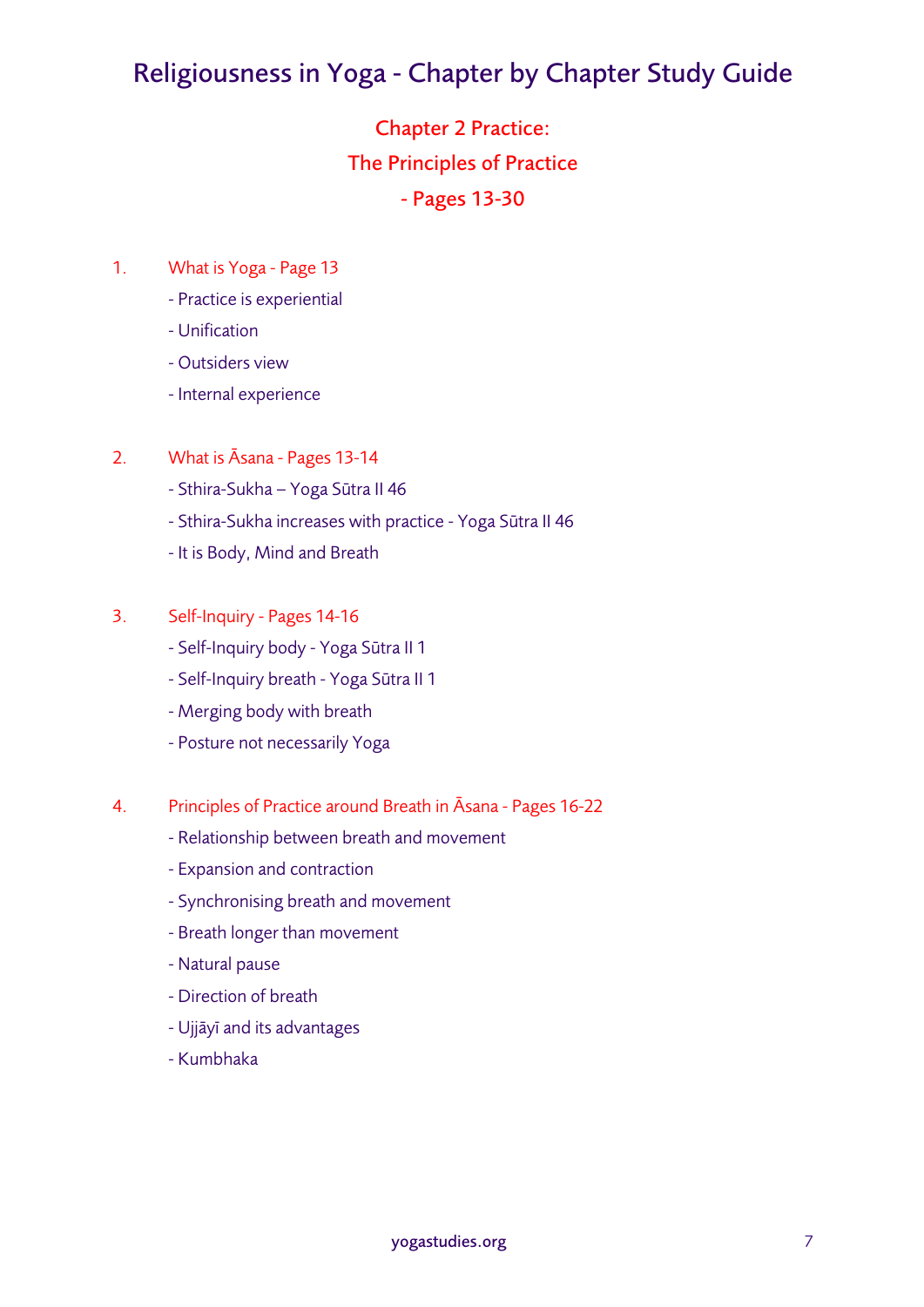# Religiousness in Yoga - Chapter by Chapter Study Guide

## Chapter 2 Practice:
## The Principles of Practice
## - Pages 13-30

1. What is Yoga - Page 13
   - Practice is experiential
   - Unification
   - Outsiders view
   - Internal experience

2. What is Āsana - Pages 13-14
   - Sthira-Sukha – Yoga Sūtra II 46
   - Sthira-Sukha increases with practice - Yoga Sūtra II 46
   - It is Body, Mind and Breath

3. Self-Inquiry - Pages 14-16
   - Self-Inquiry body - Yoga Sūtra II 1
   - Self-Inquiry breath - Yoga Sūtra II 1
   - Merging body with breath
   - Posture not necessarily Yoga

4. Principles of Practice around Breath in Āsana - Pages 16-22
   - Relationship between breath and movement
   - Expansion and contraction
   - Synchronising breath and movement
   - Breath longer than movement
   - Natural pause
   - Direction of breath
   - Ujjāyī and its advantages
   - Kumbhaka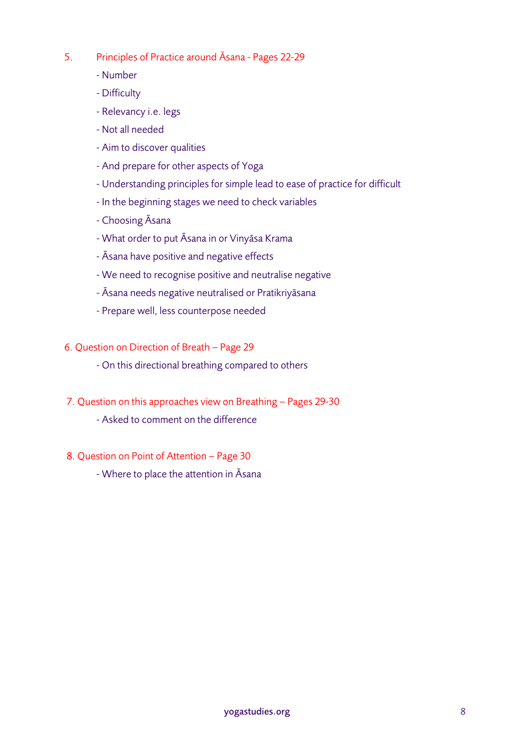5. Principles of Practice around Āsana - Pages 22-29

- Number
- Difficulty
- Relevancy i.e. legs
- Not all needed
- Aim to discover qualities
- And prepare for other aspects of Yoga
- Understanding principles for simple lead to ease of practice for difficult
- In the beginning stages we need to check variables
- Choosing Āsana
- What order to put Āsana in or Vinyāsa Krama
- Āsana have positive and negative effects
- We need to recognise positive and neutralise negative
- Āsana needs negative neutralised or Pratikriyāsana
- Prepare well, less counterpose needed

6. Question on Direction of Breath – Page 29

- On this directional breathing compared to others

7. Question on this approaches view on Breathing – Pages 29-30

- Asked to comment on the difference

8. Question on Point of Attention – Page 30

- Where to place the attention in Āsana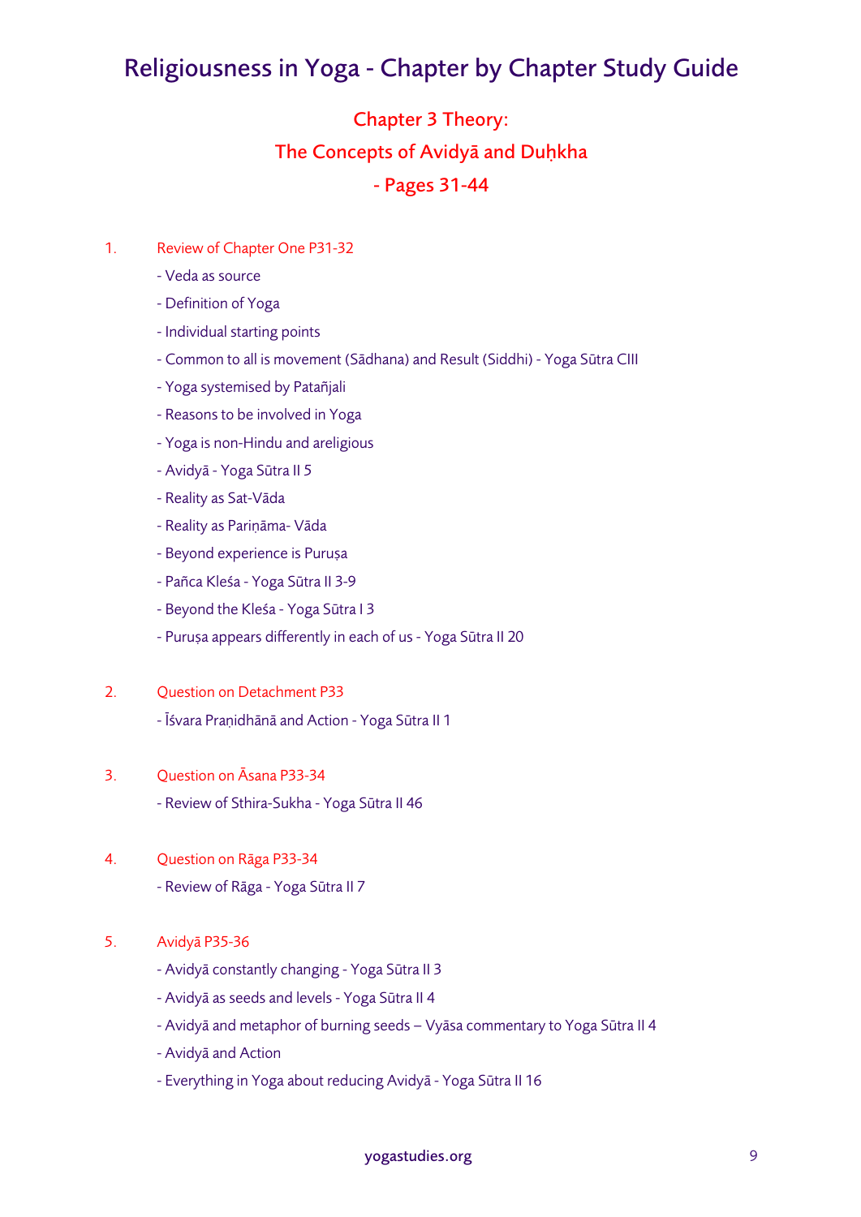# Religiousness in Yoga - Chapter by Chapter Study Guide

## Chapter 3 Theory:
## The Concepts of Avidyā and Duḥkha
## - Pages 31-44

1. Review of Chapter One P31-32
   - Veda as source
   - Definition of Yoga
   - Individual starting points
   - Common to all is movement (Sādhana) and Result (Siddhi) - Yoga Sūtra CIII
   - Yoga systemised by Patañjali
   - Reasons to be involved in Yoga
   - Yoga is non-Hindu and areligious
   - Avidyā - Yoga Sūtra II 5
   - Reality as Sat-Vāda
   - Reality as Pariṇāma- Vāda
   - Beyond experience is Puruṣa
   - Pañca Kleśa - Yoga Sūtra II 3-9
   - Beyond the Kleśa - Yoga Sūtra I 3
   - Puruṣa appears differently in each of us - Yoga Sūtra II 20

2. Question on Detachment P33
   - Īśvara Praṇidhānā and Action - Yoga Sūtra II 1

3. Question on Āsana P33-34
   - Review of Sthira-Sukha - Yoga Sūtra II 46

4. Question on Rāga P33-34
   - Review of Rāga - Yoga Sūtra II 7

5. Avidyā P35-36
   - Avidyā constantly changing - Yoga Sūtra II 3
   - Avidyā as seeds and levels - Yoga Sūtra II 4
   - Avidyā and metaphor of burning seeds – Vyāsa commentary to Yoga Sūtra II 4
   - Avidyā and Action
   - Everything in Yoga about reducing Avidyā - Yoga Sūtra II 16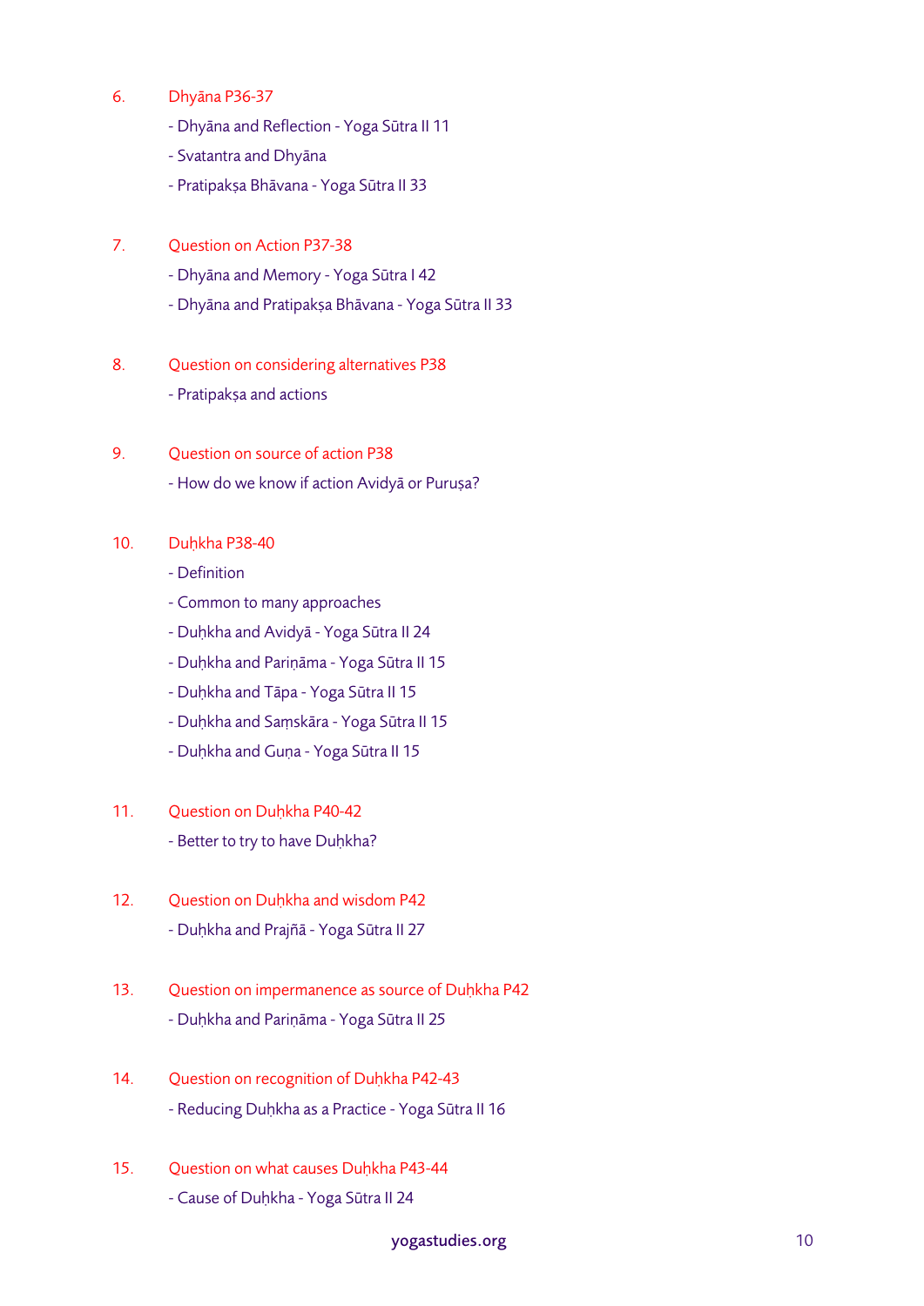6. Dhyāna P36-37
   - Dhyāna and Reflection - Yoga Sūtra II 11
   - Svatantra and Dhyāna
   - Pratipakṣa Bhāvana - Yoga Sūtra II 33

7. Question on Action P37-38
   - Dhyāna and Memory - Yoga Sūtra I 42
   - Dhyāna and Pratipakṣa Bhāvana - Yoga Sūtra II 33

8. Question on considering alternatives P38
   - Pratipakṣa and actions

9. Question on source of action P38
   - How do we know if action Avidyā or Puruṣa?

10. Duḥkha P38-40
    - Definition
    - Common to many approaches
    - Duḥkha and Avidyā - Yoga Sūtra II 24
    - Duḥkha and Pariṇāma - Yoga Sūtra II 15
    - Duḥkha and Tāpa - Yoga Sūtra II 15
    - Duḥkha and Saṃskāra - Yoga Sūtra II 15
    - Duḥkha and Guṇa - Yoga Sūtra II 15

11. Question on Duḥkha P40-42
    - Better to try to have Duḥkha?

12. Question on Duḥkha and wisdom P42
    - Duḥkha and Prajñā - Yoga Sūtra II 27

13. Question on impermanence as source of Duḥkha P42
    - Duḥkha and Pariṇāma - Yoga Sūtra II 25

14. Question on recognition of Duḥkha P42-43
    - Reducing Duḥkha as a Practice - Yoga Sūtra II 16

15. Question on what causes Duḥkha P43-44
    - Cause of Duḥkha - Yoga Sūtra II 24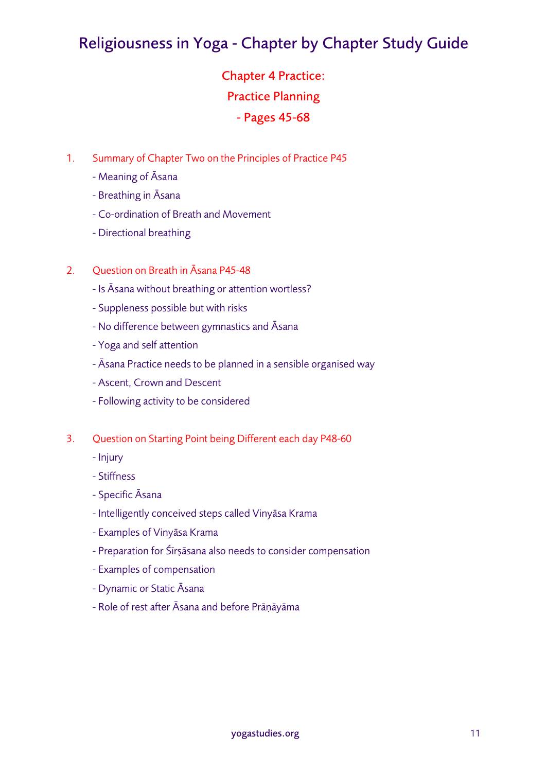# Religiousness in Yoga - Chapter by Chapter Study Guide

## Chapter 4 Practice:
## Practice Planning
## - Pages 45-68

1. Summary of Chapter Two on the Principles of Practice P45
   - Meaning of Āsana
   - Breathing in Āsana
   - Co-ordination of Breath and Movement
   - Directional breathing

2. Question on Breath in Āsana P45-48
   - Is Āsana without breathing or attention wortless?
   - Suppleness possible but with risks
   - No difference between gymnastics and Āsana
   - Yoga and self attention
   - Āsana Practice needs to be planned in a sensible organised way
   - Ascent, Crown and Descent
   - Following activity to be considered

3. Question on Starting Point being Different each day P48-60
   - Injury
   - Stiffness
   - Specific Āsana
   - Intelligently conceived steps called Vinyāsa Krama
   - Examples of Vinyāsa Krama
   - Preparation for Śīrṣāsana also needs to consider compensation
   - Examples of compensation
   - Dynamic or Static Āsana
   - Role of rest after Āsana and before Prāṇāyāma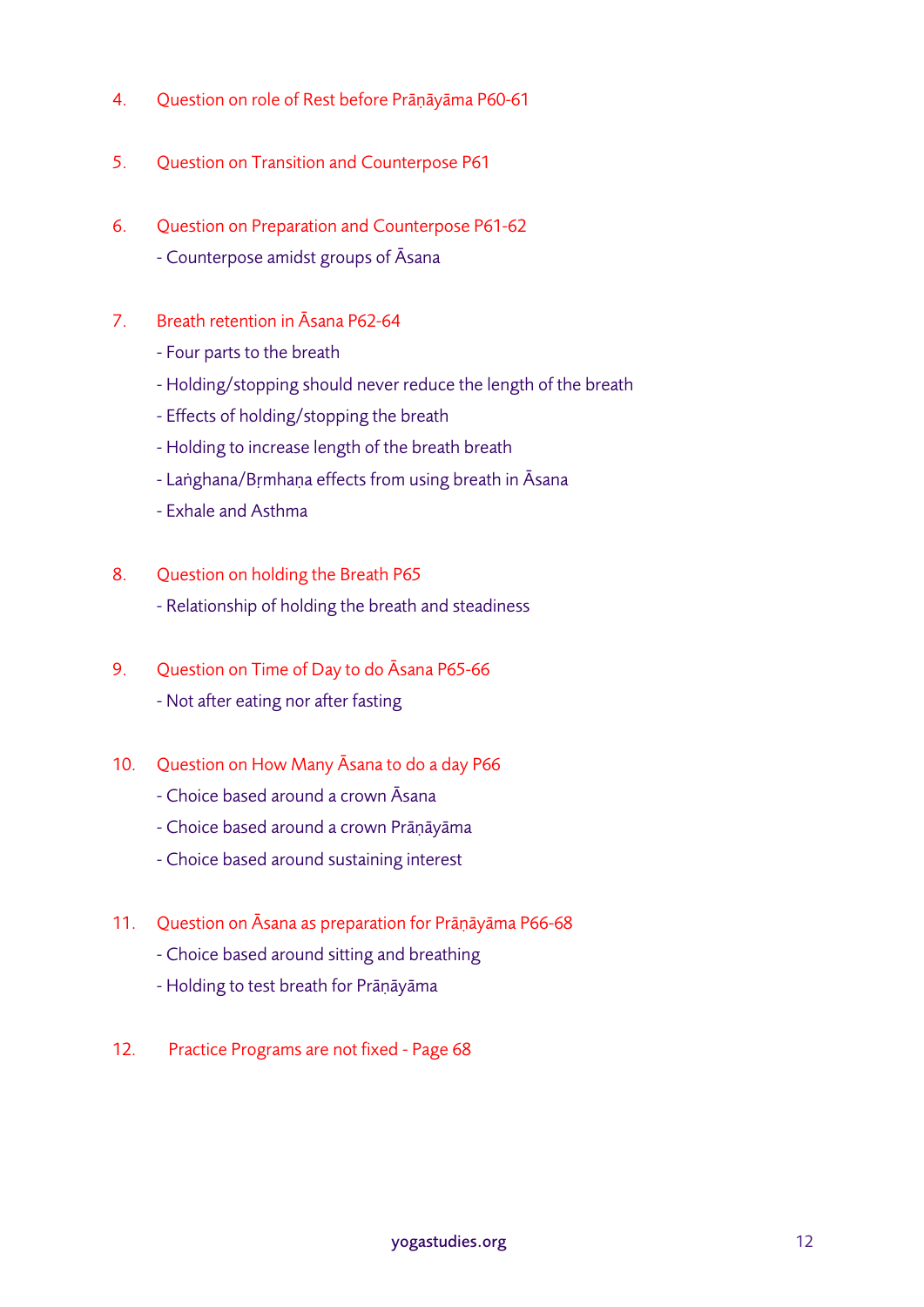4. Question on role of Rest before Prāṇāyāma P60-61

5. Question on Transition and Counterpose P61

6. Question on Preparation and Counterpose P61-62
   - Counterpose amidst groups of Āsana

7. Breath retention in Āsana P62-64
   - Four parts to the breath
   - Holding/stopping should never reduce the length of the breath
   - Effects of holding/stopping the breath
   - Holding to increase length of the breath breath
   - Laṅghana/Bṛmhaṇa effects from using breath in Āsana
   - Exhale and Asthma

8. Question on holding the Breath P65
   - Relationship of holding the breath and steadiness

9. Question on Time of Day to do Āsana P65-66
   - Not after eating nor after fasting

10. Question on How Many Āsana to do a day P66
    - Choice based around a crown Āsana
    - Choice based around a crown Prāṇāyāma
    - Choice based around sustaining interest

11. Question on Āsana as preparation for Prāṇāyāma P66-68
    - Choice based around sitting and breathing
    - Holding to test breath for Prāṇāyāma

12. Practice Programs are not fixed - Page 68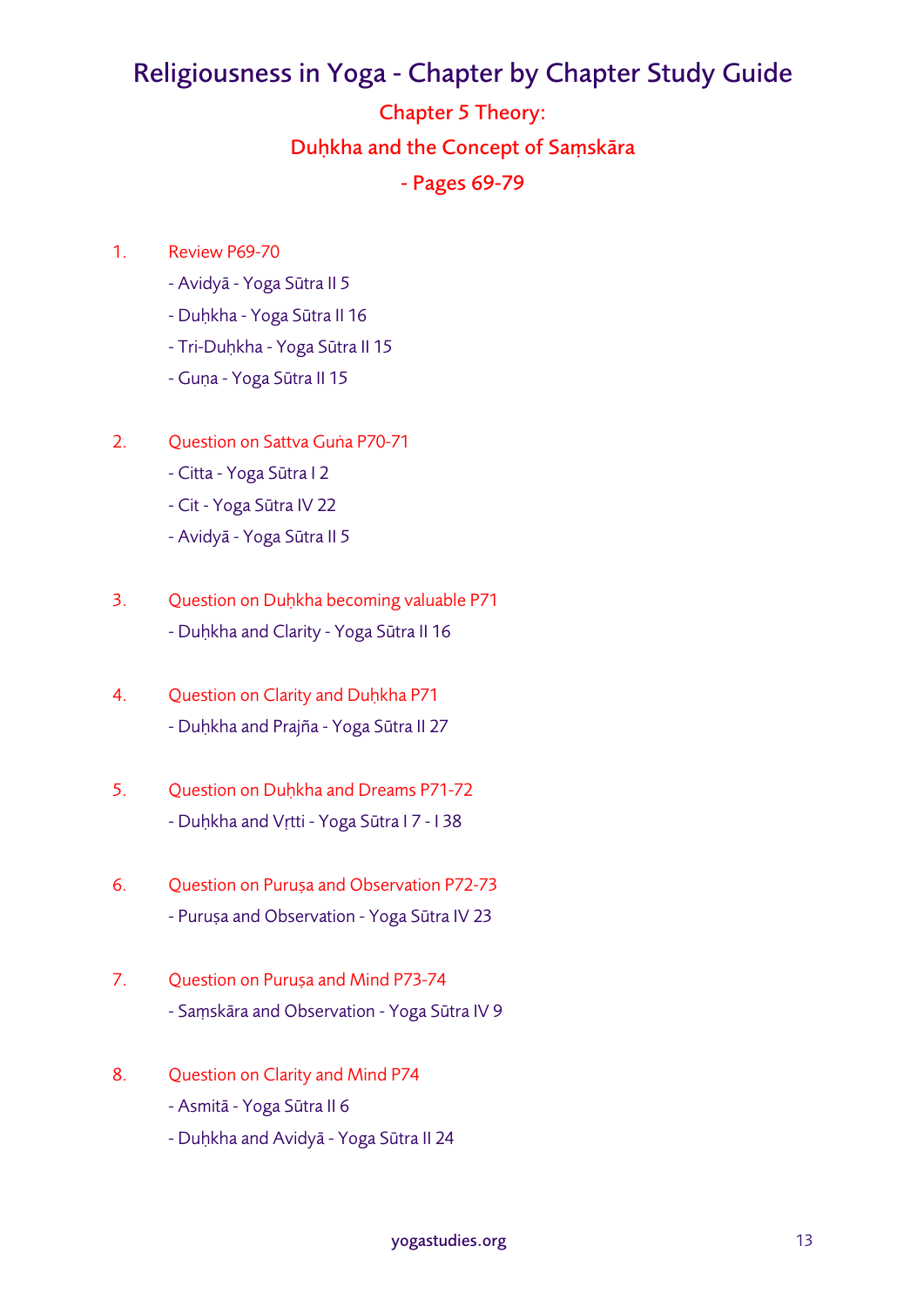# Religiousness in Yoga - Chapter by Chapter Study Guide

## Chapter 5 Theory:
## Duḥkha and the Concept of Saṃskāra
## - Pages 69-79

1. Review P69-70
   - Avidyā - Yoga Sūtra II 5
   - Duḥkha - Yoga Sūtra II 16
   - Tri-Duḥkha - Yoga Sūtra II 15
   - Guṇa - Yoga Sūtra II 15

2. Question on Sattva Guṅa P70-71
   - Citta - Yoga Sūtra I 2
   - Cit - Yoga Sūtra IV 22
   - Avidyā - Yoga Sūtra II 5

3. Question on Duḥkha becoming valuable P71
   - Duḥkha and Clarity - Yoga Sūtra II 16

4. Question on Clarity and Duḥkha P71
   - Duḥkha and Prajña - Yoga Sūtra II 27

5. Question on Duḥkha and Dreams P71-72
   - Duḥkha and Vṛtti - Yoga Sūtra I 7 - I 38

6. Question on Puruṣa and Observation P72-73
   - Puruṣa and Observation - Yoga Sūtra IV 23

7. Question on Puruṣa and Mind P73-74
   - Saṃskāra and Observation - Yoga Sūtra IV 9

8. Question on Clarity and Mind P74
   - Asmitā - Yoga Sūtra II 6
   - Duḥkha and Avidyā - Yoga Sūtra II 24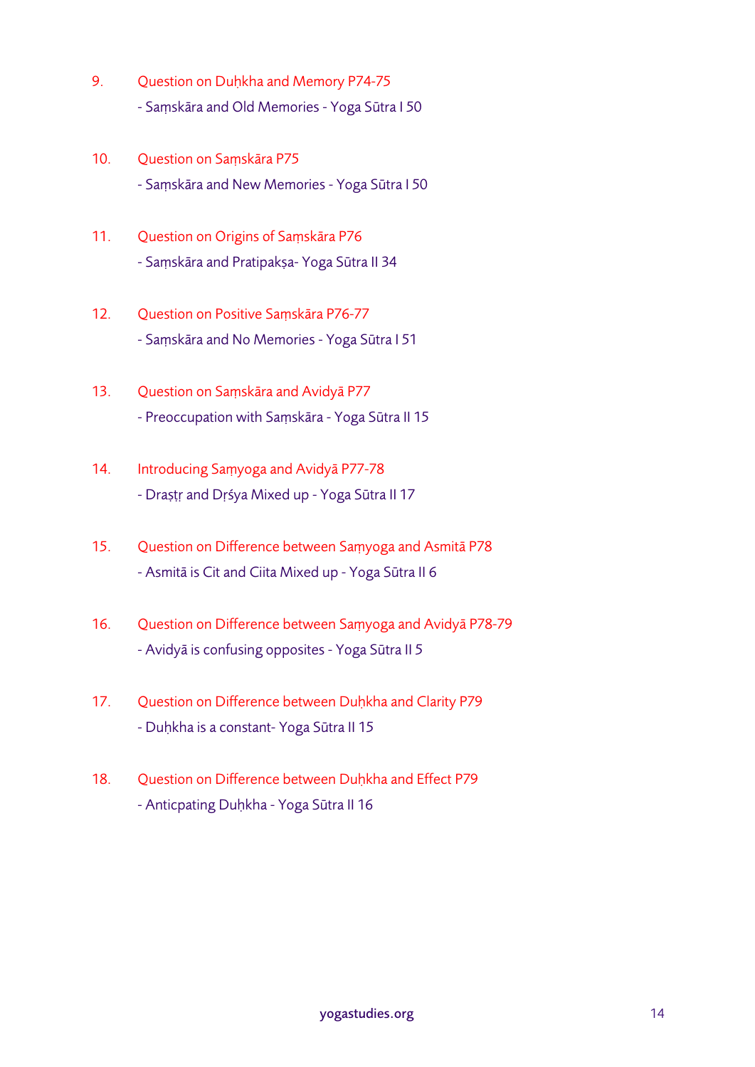9. Question on Duḥkha and Memory P74-75

   - Saṃskāra and Old Memories - Yoga Sūtra I 50

10. Question on Saṃskāra P75

    - Saṃskāra and New Memories - Yoga Sūtra I 50

11. Question on Origins of Saṃskāra P76

    - Saṃskāra and Pratipakṣa- Yoga Sūtra II 34

12. Question on Positive Saṃskāra P76-77

    - Saṃskāra and No Memories - Yoga Sūtra I 51

13. Question on Saṃskāra and Avidyā P77

    - Preoccupation with Saṃskāra - Yoga Sūtra II 15

14. Introducing Saṃyoga and Avidyā P77-78

    - Draṣṭṛ and Dṛśya Mixed up - Yoga Sūtra II 17

15. Question on Difference between Saṃyoga and Asmitā P78

    - Asmitā is Cit and Ciita Mixed up - Yoga Sūtra II 6

16. Question on Difference between Saṃyoga and Avidyā P78-79

    - Avidyā is confusing opposites - Yoga Sūtra II 5

17. Question on Difference between Duḥkha and Clarity P79

    - Duḥkha is a constant- Yoga Sūtra II 15

18. Question on Difference between Duḥkha and Effect P79

    - Anticpating Duḥkha - Yoga Sūtra II 16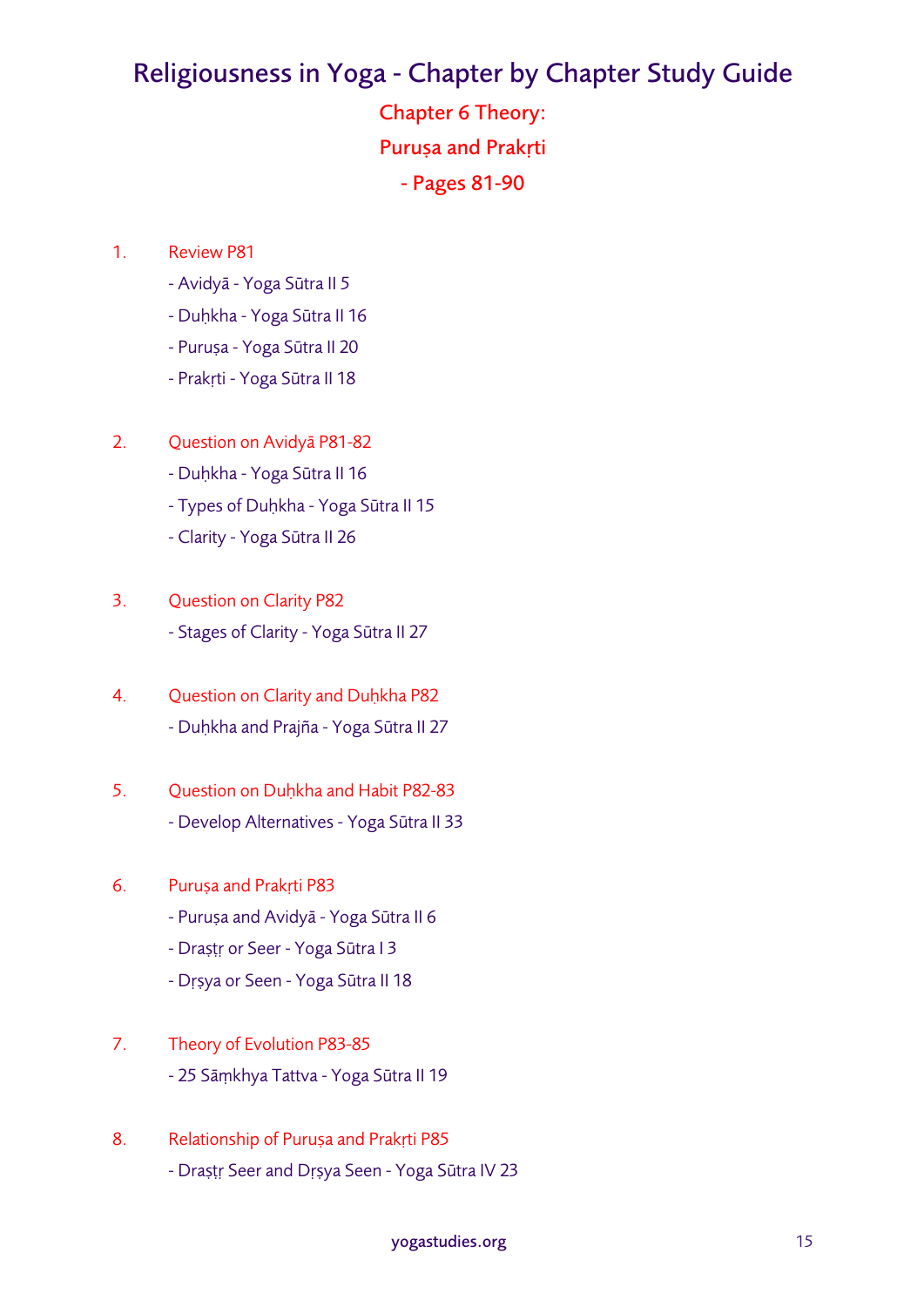# Religiousness in Yoga - Chapter by Chapter Study Guide

## Chapter 6 Theory:

## Puruṣa and Prakṛti

## - Pages 81-90

1. Review P81
   - Avidyā - Yoga Sūtra II 5
   - Duḥkha - Yoga Sūtra II 16
   - Puruṣa - Yoga Sūtra II 20
   - Prakṛti - Yoga Sūtra II 18

2. Question on Avidyā P81-82
   - Duḥkha - Yoga Sūtra II 16
   - Types of Duḥkha - Yoga Sūtra II 15
   - Clarity - Yoga Sūtra II 26

3. Question on Clarity P82
   - Stages of Clarity - Yoga Sūtra II 27

4. Question on Clarity and Duḥkha P82
   - Duḥkha and Prajña - Yoga Sūtra II 27

5. Question on Duḥkha and Habit P82-83
   - Develop Alternatives - Yoga Sūtra II 33

6. Puruṣa and Prakṛti P83
   - Puruṣa and Avidyā - Yoga Sūtra II 6
   - Draṣṭṛ or Seer - Yoga Sūtra I 3
   - Dṛṣya or Seen - Yoga Sūtra II 18

7. Theory of Evolution P83-85
   - 25 Sāṃkhya Tattva - Yoga Sūtra II 19

8. Relationship of Puruṣa and Prakṛti P85
   - Draṣṭṛ Seer and Dṛṣya Seen - Yoga Sūtra IV 23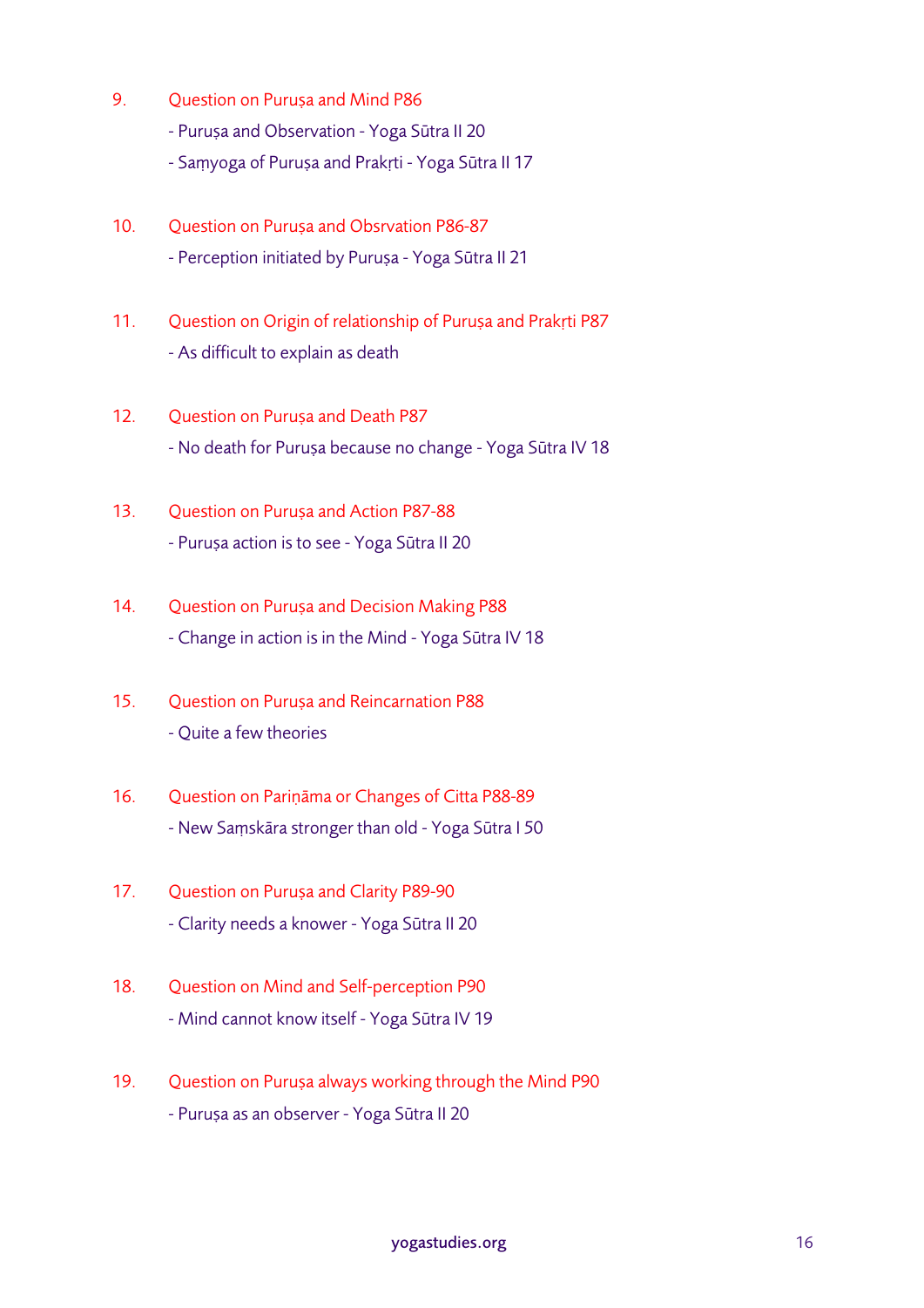9. Question on Puruṣa and Mind P86

   - Puruṣa and Observation - Yoga Sūtra II 20
   - Saṃyoga of Puruṣa and Prakṛti - Yoga Sūtra II 17

10. Question on Puruṣa and Obsrvation P86-87

    - Perception initiated by Puruṣa - Yoga Sūtra II 21

11. Question on Origin of relationship of Puruṣa and Prakṛti P87

    - As difficult to explain as death

12. Question on Puruṣa and Death P87

    - No death for Puruṣa because no change - Yoga Sūtra IV 18

13. Question on Puruṣa and Action P87-88

    - Puruṣa action is to see - Yoga Sūtra II 20

14. Question on Puruṣa and Decision Making P88

    - Change in action is in the Mind - Yoga Sūtra IV 18

15. Question on Puruṣa and Reincarnation P88

    - Quite a few theories

16. Question on Pariṇāma or Changes of Citta P88-89

    - New Saṃskāra stronger than old - Yoga Sūtra I 50

17. Question on Puruṣa and Clarity P89-90

    - Clarity needs a knower - Yoga Sūtra II 20

18. Question on Mind and Self-perception P90

    - Mind cannot know itself - Yoga Sūtra IV 19

19. Question on Puruṣa always working through the Mind P90

    - Puruṣa as an observer - Yoga Sūtra II 20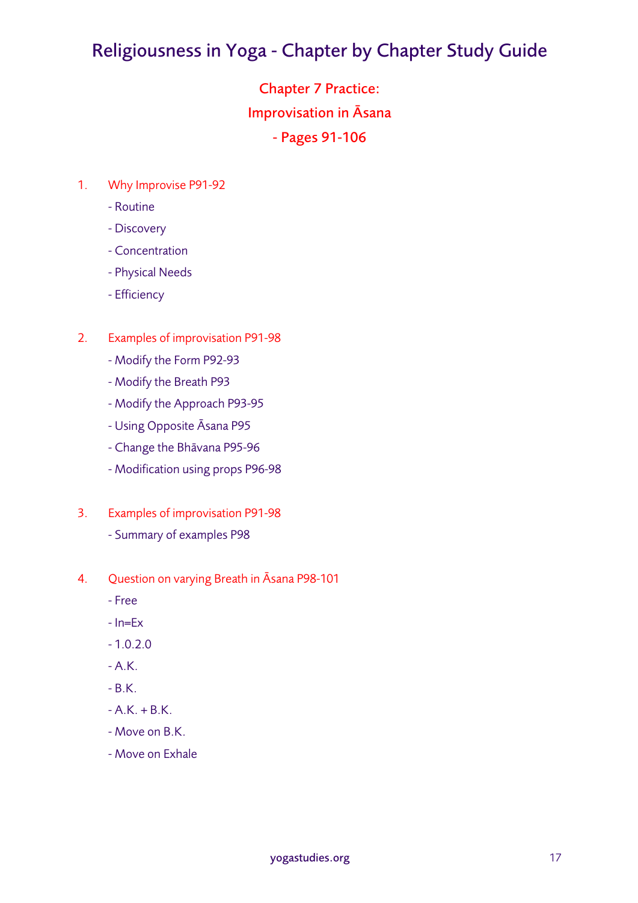# Religiousness in Yoga - Chapter by Chapter Study Guide

## Chapter 7 Practice:
## Improvisation in Āsana
## - Pages 91-106

1. Why Improvise P91-92
    - Routine
    - Discovery
    - Concentration
    - Physical Needs
    - Efficiency

2. Examples of improvisation P91-98
    - Modify the Form P92-93
    - Modify the Breath P93
    - Modify the Approach P93-95
    - Using Opposite Āsana P95
    - Change the Bhāvana P95-96
    - Modification using props P96-98

3. Examples of improvisation P91-98
    - Summary of examples P98

4. Question on varying Breath in Āsana P98-101
    - Free
    - In=Ex
    - 1.0.2.0
    - A.K.
    - B.K.
    - A.K. + B.K.
    - Move on B.K.
    - Move on Exhale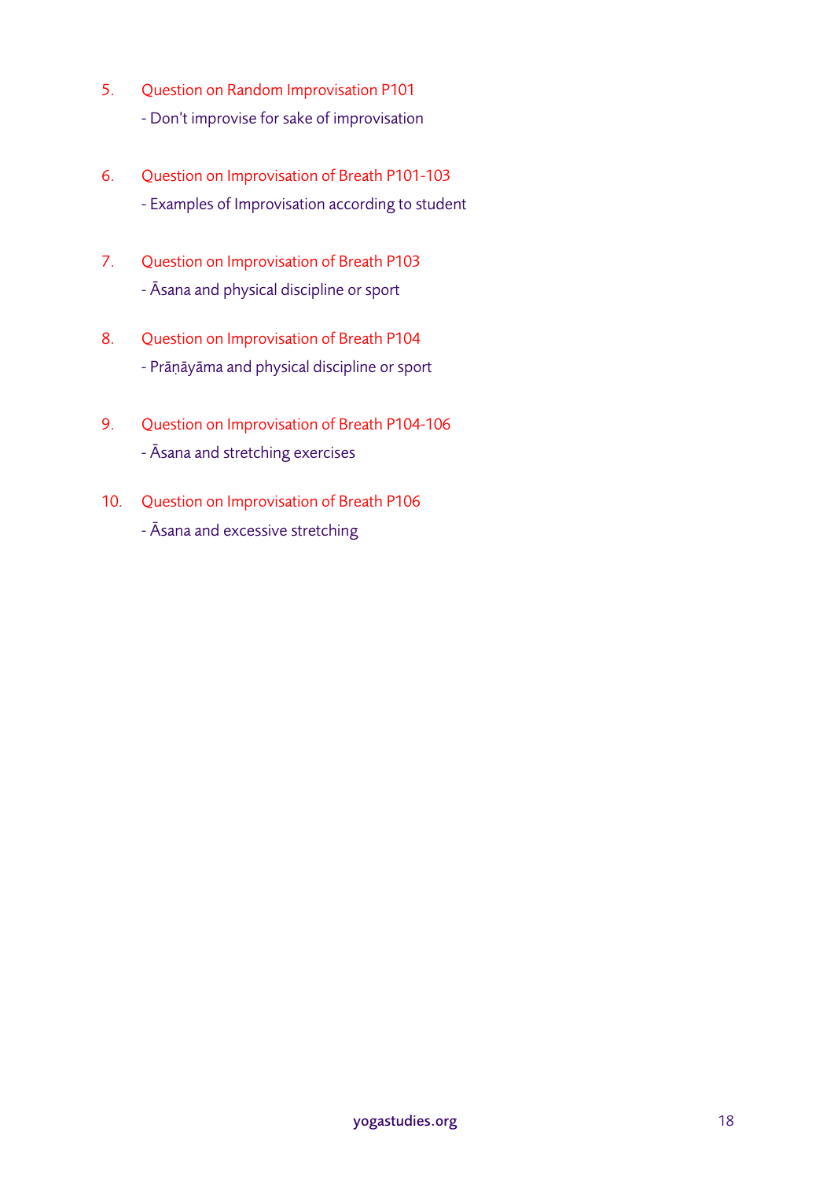5. Question on Random Improvisation P101

   - Don't improvise for sake of improvisation

6. Question on Improvisation of Breath P101-103

   - Examples of Improvisation according to student

7. Question on Improvisation of Breath P103

   - Āsana and physical discipline or sport

8. Question on Improvisation of Breath P104

   - Prāṇāyāma and physical discipline or sport

9. Question on Improvisation of Breath P104-106

   - Āsana and stretching exercises

10. Question on Improvisation of Breath P106

    - Āsana and excessive stretching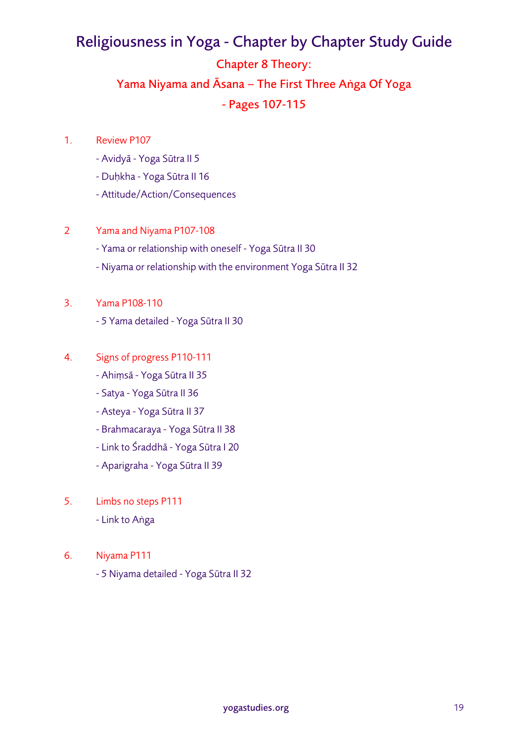# Religiousness in Yoga - Chapter by Chapter Study Guide

## Chapter 8 Theory:

## Yama Niyama and Āsana – The First Three Aṅga Of Yoga

## - Pages 107-115

1. Review P107
   - Avidyā - Yoga Sūtra II 5
   - Duḥkha - Yoga Sūtra II 16
   - Attitude/Action/Consequences

2. Yama and Niyama P107-108
   - Yama or relationship with oneself - Yoga Sūtra II 30
   - Niyama or relationship with the environment Yoga Sūtra II 32

3. Yama P108-110
   - 5 Yama detailed - Yoga Sūtra II 30

4. Signs of progress P110-111
   - Ahiṃsā - Yoga Sūtra II 35
   - Satya - Yoga Sūtra II 36
   - Asteya - Yoga Sūtra II 37
   - Brahmacaraya - Yoga Sūtra II 38
   - Link to Śraddhā - Yoga Sūtra I 20
   - Aparigraha - Yoga Sūtra II 39

5. Limbs no steps P111
   - Link to Aṅga

6. Niyama P111
   - 5 Niyama detailed - Yoga Sūtra II 32

yogastudies.org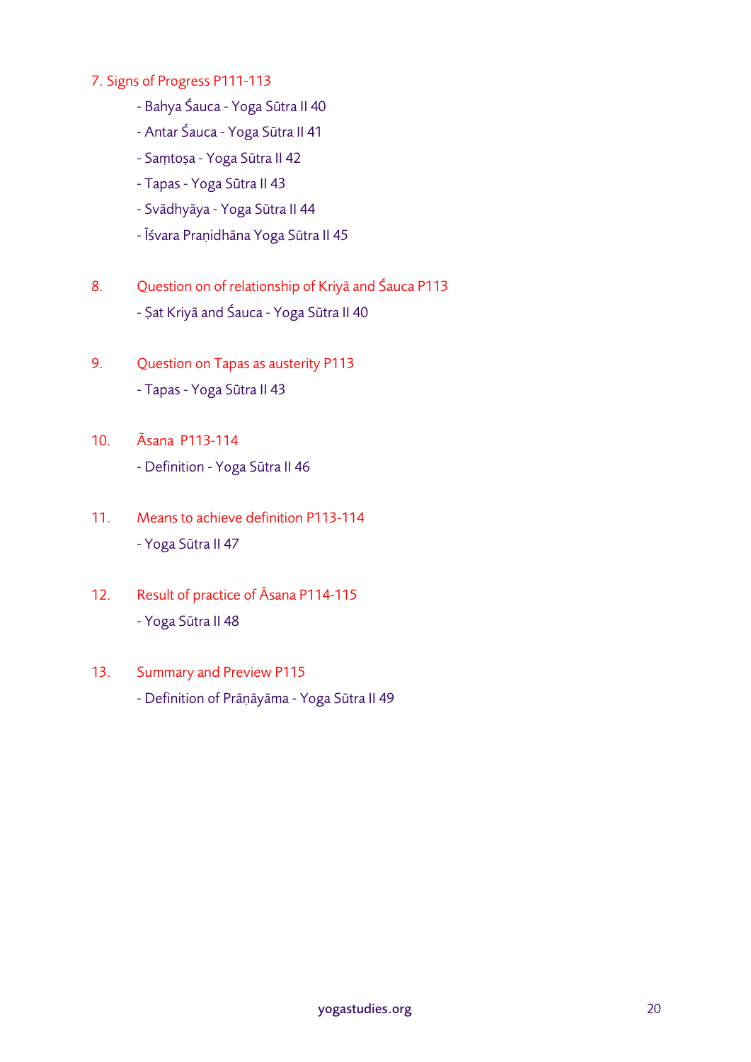7. Signs of Progress P111-113

- Bahya Śauca - Yoga Sūtra II 40
- Antar Śauca - Yoga Sūtra II 41
- Saṃtoṣa - Yoga Sūtra II 42
- Tapas - Yoga Sūtra II 43
- Svādhyāya - Yoga Sūtra II 44
- Īśvara Praṇidhāna Yoga Sūtra II 45

8. Question on of relationship of Kriyā and Śauca P113

- Ṣat Kriyā and Śauca - Yoga Sūtra II 40

9. Question on Tapas as austerity P113

- Tapas - Yoga Sūtra II 43

10. Āsana P113-114

- Definition - Yoga Sūtra II 46

11. Means to achieve definition P113-114

- Yoga Sūtra II 47

12. Result of practice of Āsana P114-115

- Yoga Sūtra II 48

13. Summary and Preview P115

- Definition of Prāṇāyāma - Yoga Sūtra II 49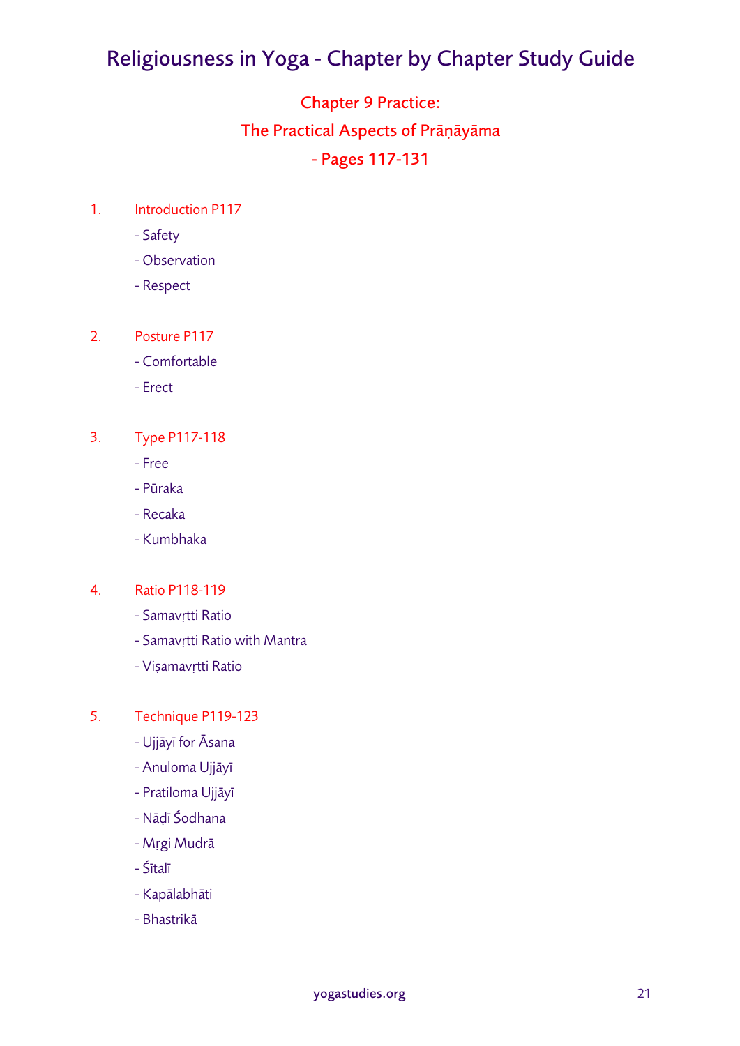# Religiousness in Yoga - Chapter by Chapter Study Guide

## Chapter 9 Practice:
## The Practical Aspects of Prāṇāyāma
## - Pages 117-131

1. Introduction P117
   - Safety
   - Observation
   - Respect

2. Posture P117
   - Comfortable
   - Erect

3. Type P117-118
   - Free
   - Pūraka
   - Recaka
   - Kumbhaka

4. Ratio P118-119
   - Samavṛtti Ratio
   - Samavṛtti Ratio with Mantra
   - Viṣamavṛtti Ratio

5. Technique P119-123
   - Ujjāyī for Āsana
   - Anuloma Ujjāyī
   - Pratiloma Ujjāyī
   - Nāḍī Śodhana
   - Mṛgi Mudrā
   - Śītalī
   - Kapālabhāti
   - Bhastrikā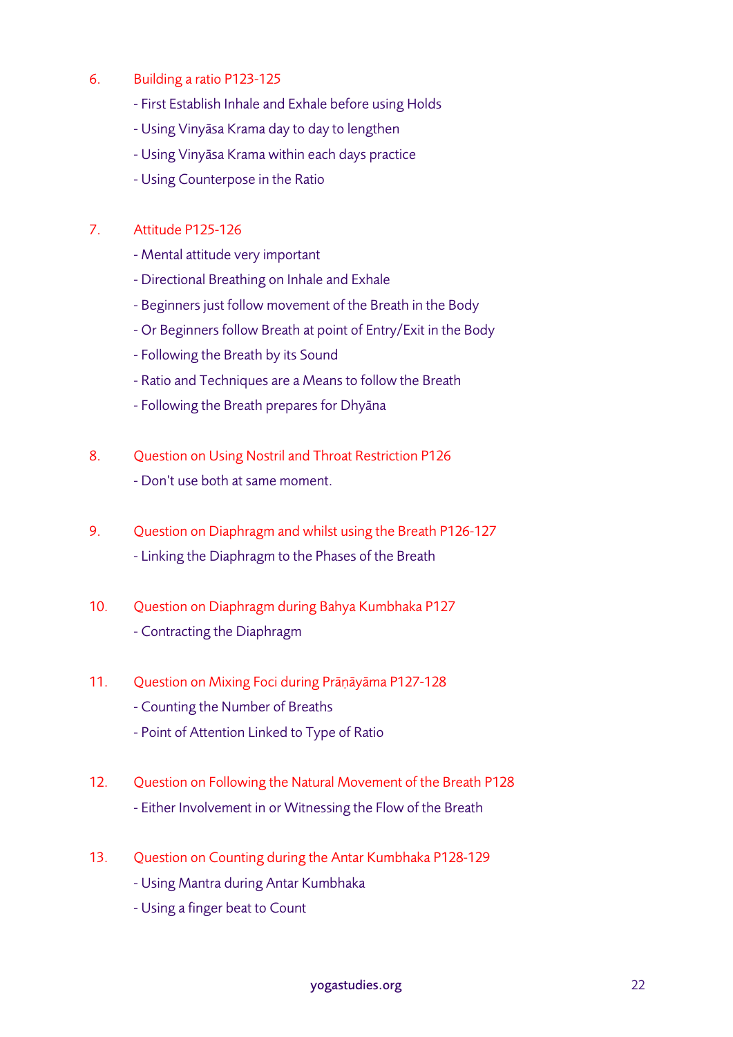6. Building a ratio P123-125
   - First Establish Inhale and Exhale before using Holds
   - Using Vinyāsa Krama day to day to lengthen
   - Using Vinyāsa Krama within each days practice
   - Using Counterpose in the Ratio

7. Attitude P125-126
   - Mental attitude very important
   - Directional Breathing on Inhale and Exhale
   - Beginners just follow movement of the Breath in the Body
   - Or Beginners follow Breath at point of Entry/Exit in the Body
   - Following the Breath by its Sound
   - Ratio and Techniques are a Means to follow the Breath
   - Following the Breath prepares for Dhyāna

8. Question on Using Nostril and Throat Restriction P126
   - Don't use both at same moment.

9. Question on Diaphragm and whilst using the Breath P126-127
   - Linking the Diaphragm to the Phases of the Breath

10. Question on Diaphragm during Bahya Kumbhaka P127
    - Contracting the Diaphragm

11. Question on Mixing Foci during Prāṇāyāma P127-128
    - Counting the Number of Breaths
    - Point of Attention Linked to Type of Ratio

12. Question on Following the Natural Movement of the Breath P128
    - Either Involvement in or Witnessing the Flow of the Breath

13. Question on Counting during the Antar Kumbhaka P128-129
    - Using Mantra during Antar Kumbhaka
    - Using a finger beat to Count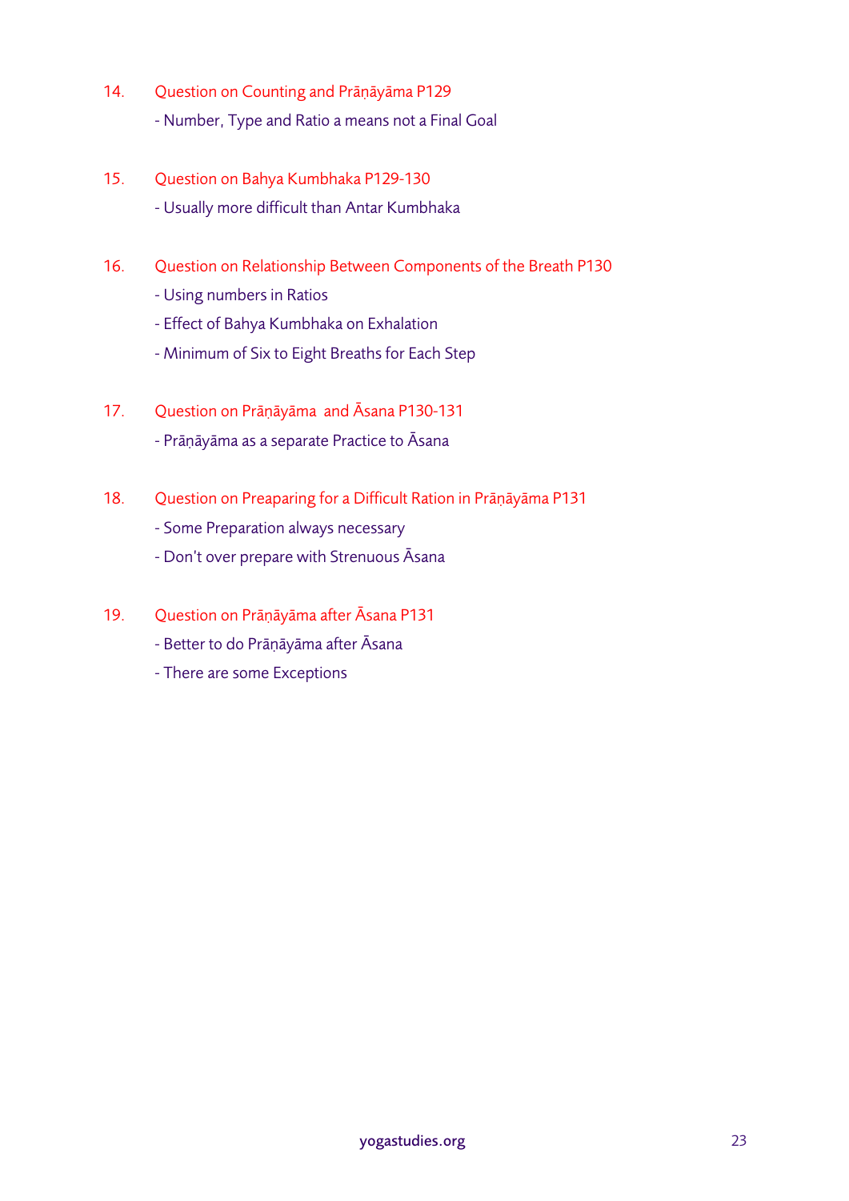14. Question on Counting and Prāṇāyāma P129

    - Number, Type and Ratio a means not a Final Goal

15. Question on Bahya Kumbhaka P129-130

    - Usually more difficult than Antar Kumbhaka

16. Question on Relationship Between Components of the Breath P130

    - Using numbers in Ratios
    - Effect of Bahya Kumbhaka on Exhalation
    - Minimum of Six to Eight Breaths for Each Step

17. Question on Prāṇāyāma and Āsana P130-131

    - Prāṇāyāma as a separate Practice to Āsana

18. Question on Preaparing for a Difficult Ration in Prāṇāyāma P131

    - Some Preparation always necessary
    - Don't over prepare with Strenuous Āsana

19. Question on Prāṇāyāma after Āsana P131

    - Better to do Prāṇāyāma after Āsana
    - There are some Exceptions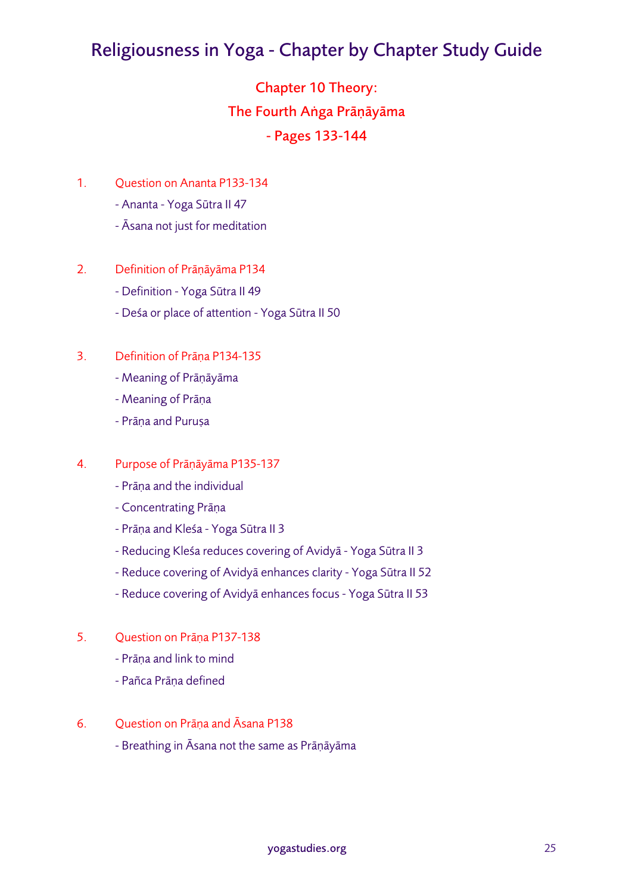# Religiousness in Yoga - Chapter by Chapter Study Guide

## Chapter 10 Theory:
## The Fourth Aṅga Prāṇāyāma
## - Pages 133-144

1. Question on Ananta P133-134
   - Ananta - Yoga Sūtra II 47
   - Āsana not just for meditation

2. Definition of Prāṇāyāma P134
   - Definition - Yoga Sūtra II 49
   - Deśa or place of attention - Yoga Sūtra II 50

3. Definition of Prāṇa P134-135
   - Meaning of Prāṇāyāma
   - Meaning of Prāṇa
   - Prāṇa and Puruṣa

4. Purpose of Prāṇāyāma P135-137
   - Prāṇa and the individual
   - Concentrating Prāṇa
   - Prāṇa and Kleśa - Yoga Sūtra II 3
   - Reducing Kleśa reduces covering of Avidyā - Yoga Sūtra II 3
   - Reduce covering of Avidyā enhances clarity - Yoga Sūtra II 52
   - Reduce covering of Avidyā enhances focus - Yoga Sūtra II 53

5. Question on Prāṇa P137-138
   - Prāṇa and link to mind
   - Pañca Prāṇa defined

6. Question on Prāṇa and Āsana P138
   - Breathing in Āsana not the same as Prāṇāyāma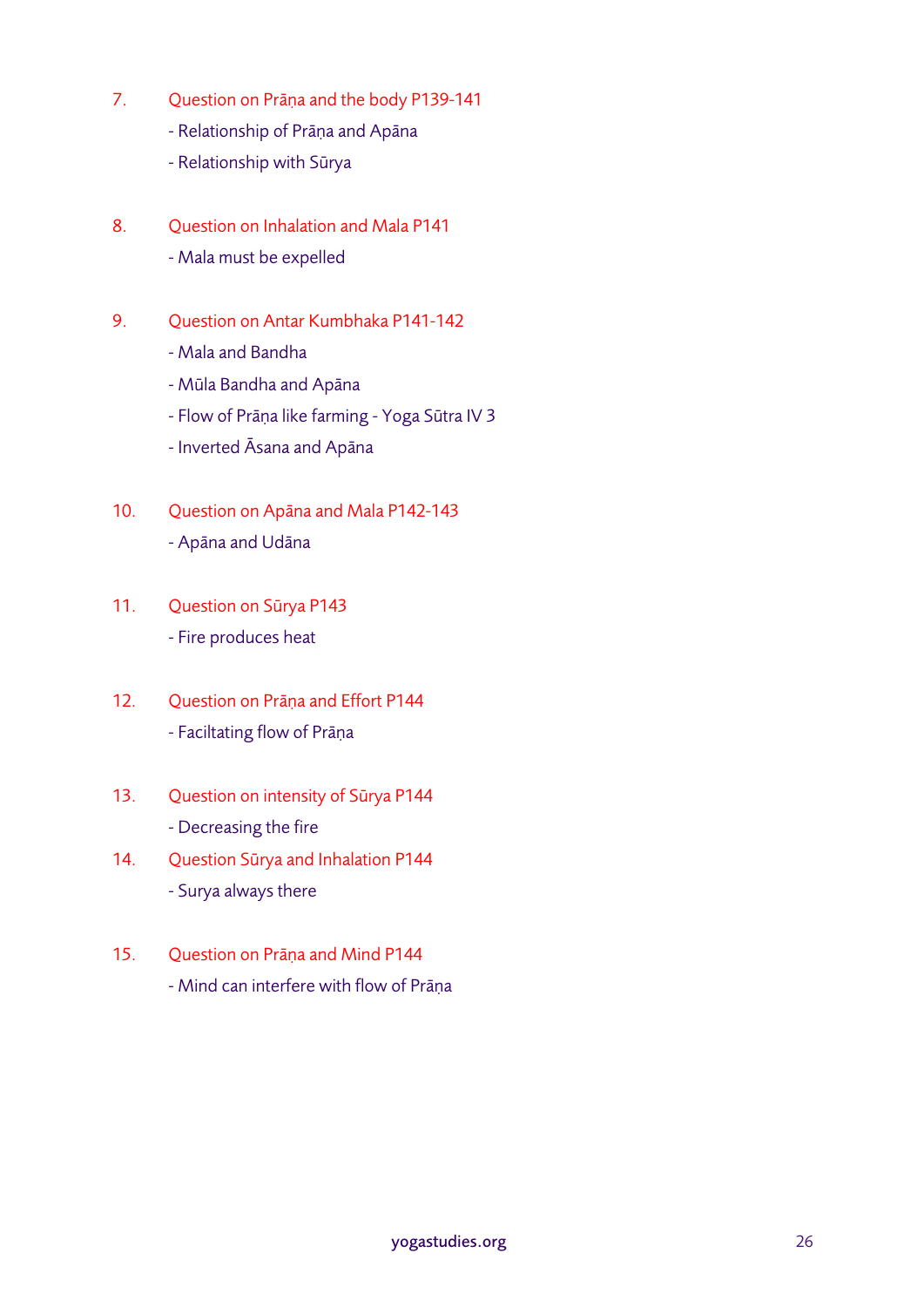7. Question on Prāṇa and the body P139-141

   - Relationship of Prāṇa and Apāna
   - Relationship with Sūrya

8. Question on Inhalation and Mala P141

   - Mala must be expelled

9. Question on Antar Kumbhaka P141-142

   - Mala and Bandha
   - Mūla Bandha and Apāna
   - Flow of Prāṇa like farming - Yoga Sūtra IV 3
   - Inverted Āsana and Apāna

10. Question on Apāna and Mala P142-143

    - Apāna and Udāna

11. Question on Sūrya P143

    - Fire produces heat

12. Question on Prāṇa and Effort P144

    - Faciltating flow of Prāṇa

13. Question on intensity of Sūrya P144

    - Decreasing the fire

14. Question Sūrya and Inhalation P144

    - Surya always there

15. Question on Prāṇa and Mind P144

    - Mind can interfere with flow of Prāṇa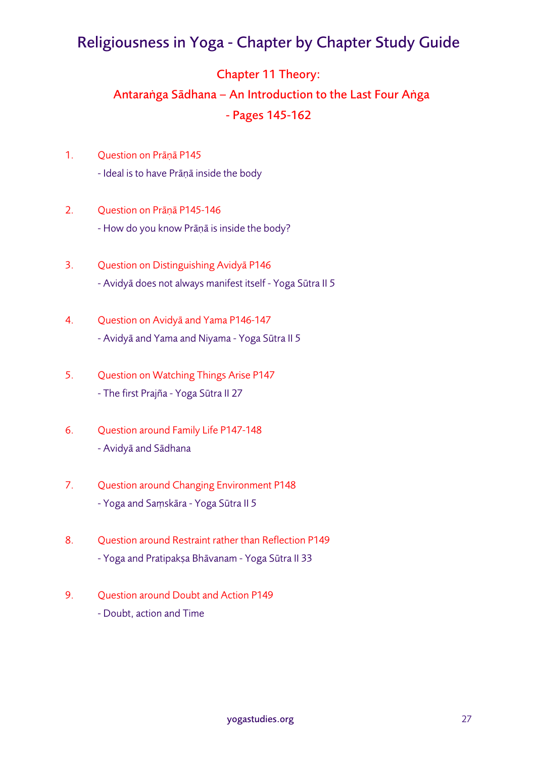# Religiousness in Yoga - Chapter by Chapter Study Guide

## Chapter 11 Theory:

## Antaraṅga Sādhana – An Introduction to the Last Four Aṅga

## - Pages 145-162

1. Question on Prāṇā P145
   - Ideal is to have Prāṇā inside the body

2. Question on Prāṇā P145-146
   - How do you know Prāṇā is inside the body?

3. Question on Distinguishing Avidyā P146
   - Avidyā does not always manifest itself - Yoga Sūtra II 5

4. Question on Avidyā and Yama P146-147
   - Avidyā and Yama and Niyama - Yoga Sūtra II 5

5. Question on Watching Things Arise P147
   - The first Prajña - Yoga Sūtra II 27

6. Question around Family Life P147-148
   - Avidyā and Sādhana

7. Question around Changing Environment P148
   - Yoga and Saṃskāra - Yoga Sūtra II 5

8. Question around Restraint rather than Reflection P149
   - Yoga and Pratipakṣa Bhāvanam - Yoga Sūtra II 33

9. Question around Doubt and Action P149
   - Doubt, action and Time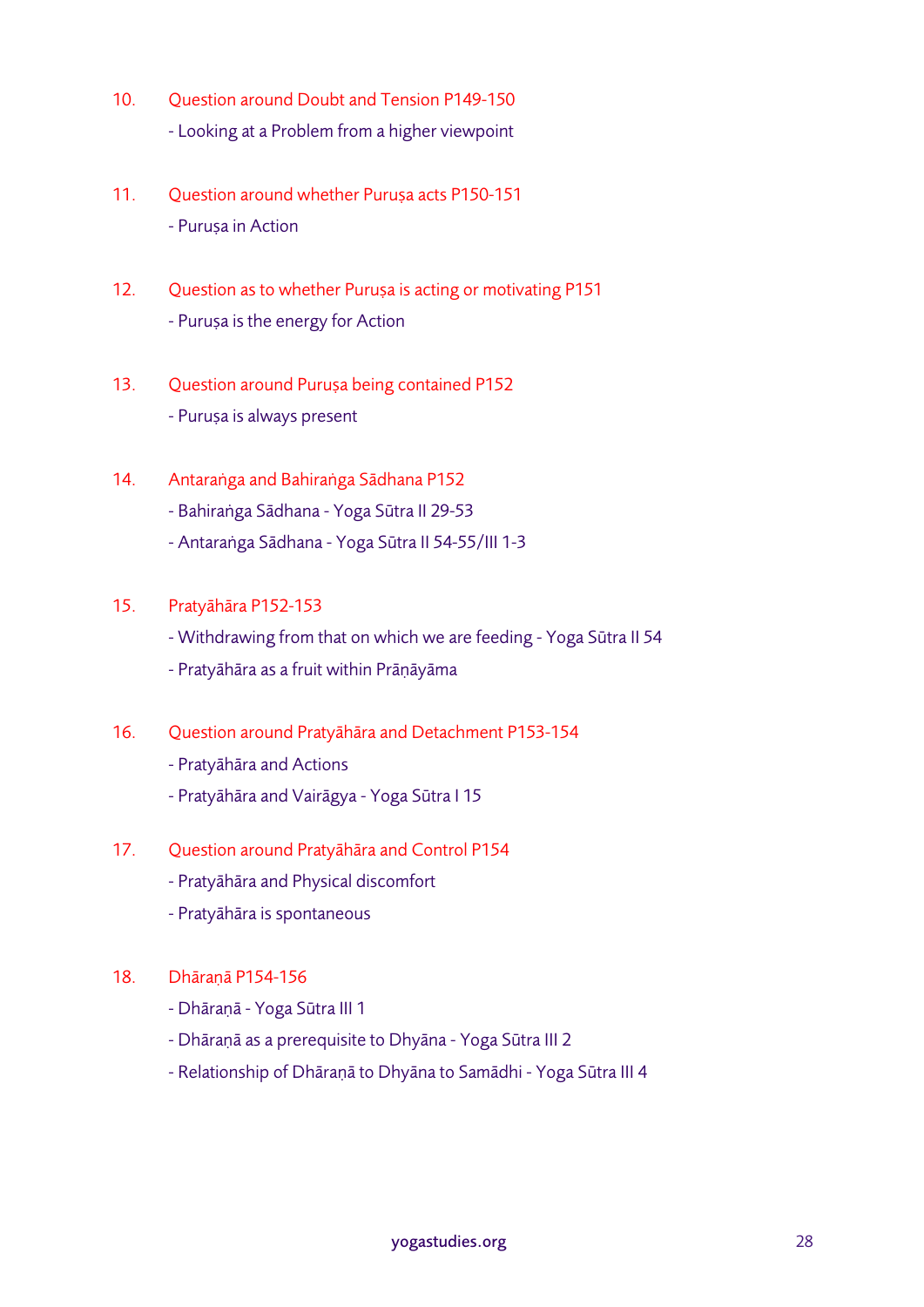10. Question around Doubt and Tension P149-150

    - Looking at a Problem from a higher viewpoint

11. Question around whether Puruṣa acts P150-151

    - Puruṣa in Action

12. Question as to whether Puruṣa is acting or motivating P151

    - Puruṣa is the energy for Action

13. Question around Puruṣa being contained P152

    - Puruṣa is always present

14. Antaraṅga and Bahiraṅga Sādhana P152

    - Bahiraṅga Sādhana - Yoga Sūtra II 29-53
    - Antaraṅga Sādhana - Yoga Sūtra II 54-55/III 1-3

15. Pratyāhāra P152-153

    - Withdrawing from that on which we are feeding - Yoga Sūtra II 54
    - Pratyāhāra as a fruit within Prāṇāyāma

16. Question around Pratyāhāra and Detachment P153-154

    - Pratyāhāra and Actions
    - Pratyāhāra and Vairāgya - Yoga Sūtra I 15

17. Question around Pratyāhāra and Control P154

    - Pratyāhāra and Physical discomfort
    - Pratyāhāra is spontaneous

18. Dhāraṇā P154-156

    - Dhāraṇā - Yoga Sūtra III 1
    - Dhāraṇā as a prerequisite to Dhyāna - Yoga Sūtra III 2
    - Relationship of Dhāraṇā to Dhyāna to Samādhi - Yoga Sūtra III 4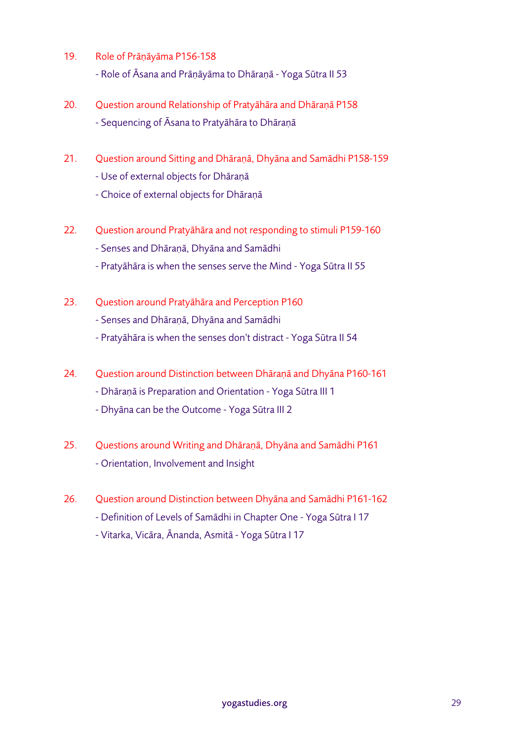19. Role of Prāṇāyāma P156-158

    - Role of Āsana and Prāṇāyāma to Dhāraṇā - Yoga Sūtra II 53

20. Question around Relationship of Pratyāhāra and Dhāraṇā P158

    - Sequencing of Āsana to Pratyāhāra to Dhāraṇā

21. Question around Sitting and Dhāraṇā, Dhyāna and Samādhi P158-159

    - Use of external objects for Dhāraṇā
    - Choice of external objects for Dhāraṇā

22. Question around Pratyāhāra and not responding to stimuli P159-160

    - Senses and Dhāraṇā, Dhyāna and Samādhi
    - Pratyāhāra is when the senses serve the Mind - Yoga Sūtra II 55

23. Question around Pratyāhāra and Perception P160

    - Senses and Dhāraṇā, Dhyāna and Samādhi
    - Pratyāhāra is when the senses don't distract - Yoga Sūtra II 54

24. Question around Distinction between Dhāraṇā and Dhyāna P160-161

    - Dhāraṇā is Preparation and Orientation - Yoga Sūtra III 1
    - Dhyāna can be the Outcome - Yoga Sūtra III 2

25. Questions around Writing and Dhāraṇā, Dhyāna and Samādhi P161

    - Orientation, Involvement and Insight

26. Question around Distinction between Dhyāna and Samādhi P161-162

    - Definition of Levels of Samādhi in Chapter One - Yoga Sūtra I 17
    - Vitarka, Vicāra, Ānanda, Asmitā - Yoga Sūtra I 17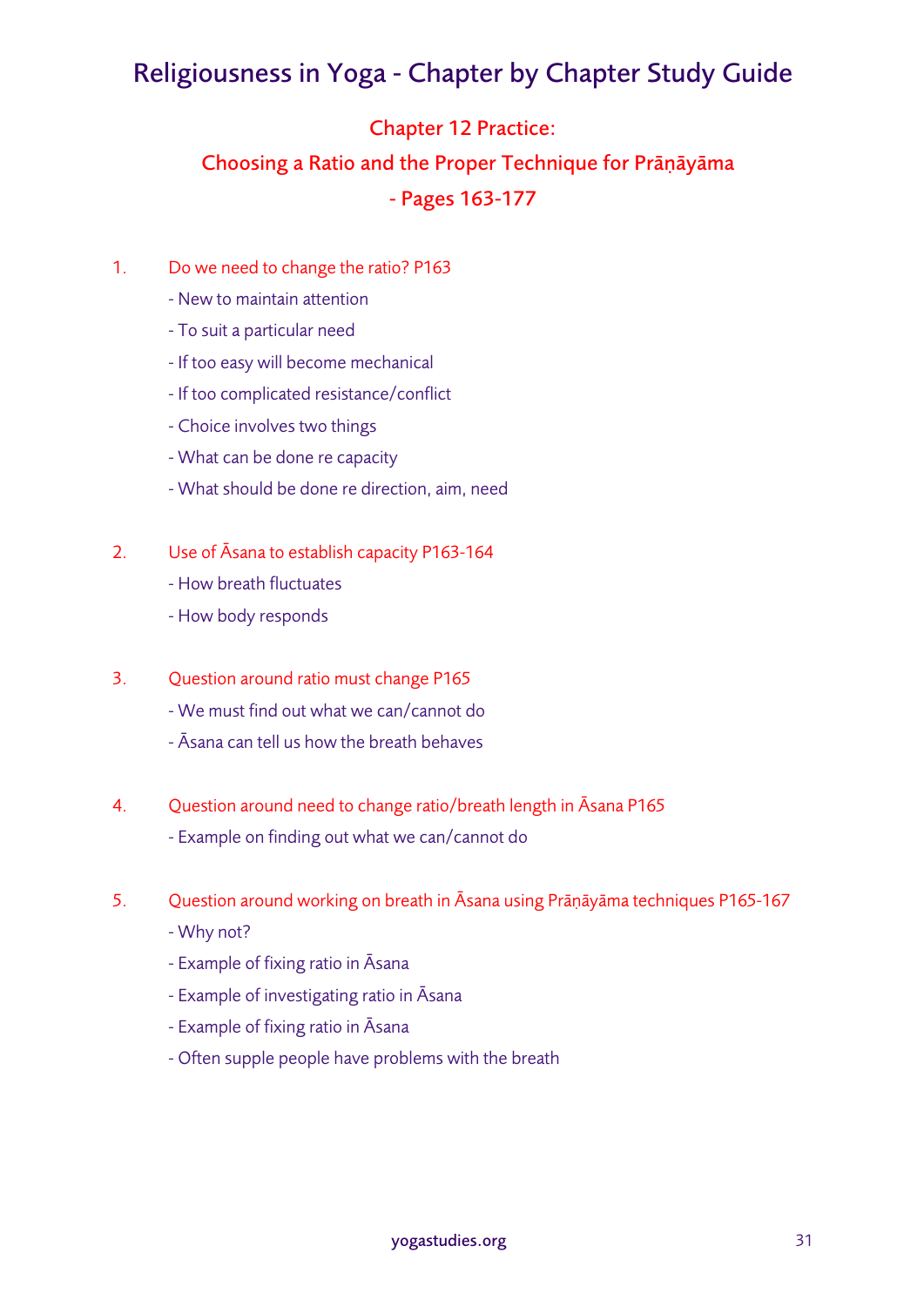# Religiousness in Yoga - Chapter by Chapter Study Guide

## Chapter 12 Practice:
## Choosing a Ratio and the Proper Technique for Prāṇāyāma
## - Pages 163-177

1. Do we need to change the ratio? P163
   - New to maintain attention
   - To suit a particular need
   - If too easy will become mechanical
   - If too complicated resistance/conflict
   - Choice involves two things
   - What can be done re capacity
   - What should be done re direction, aim, need

2. Use of Āsana to establish capacity P163-164
   - How breath fluctuates
   - How body responds

3. Question around ratio must change P165
   - We must find out what we can/cannot do
   - Āsana can tell us how the breath behaves

4. Question around need to change ratio/breath length in Āsana P165
   - Example on finding out what we can/cannot do

5. Question around working on breath in Āsana using Prāṇāyāma techniques P165-167
   - Why not?
   - Example of fixing ratio in Āsana
   - Example of investigating ratio in Āsana
   - Example of fixing ratio in Āsana
   - Often supple people have problems with the breath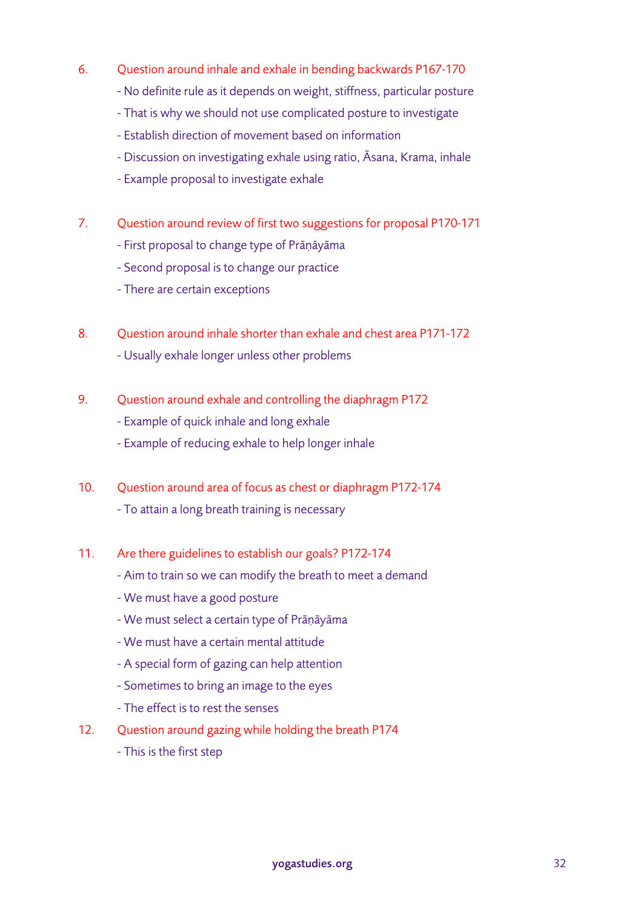6. Question around inhale and exhale in bending backwards P167-170
   - No definite rule as it depends on weight, stiffness, particular posture
   - That is why we should not use complicated posture to investigate
   - Establish direction of movement based on information
   - Discussion on investigating exhale using ratio, Āsana, Krama, inhale
   - Example proposal to investigate exhale

7. Question around review of first two suggestions for proposal P170-171
   - First proposal to change type of Prāṇāyāma
   - Second proposal is to change our practice
   - There are certain exceptions

8. Question around inhale shorter than exhale and chest area P171-172
   - Usually exhale longer unless other problems

9. Question around exhale and controlling the diaphragm P172
   - Example of quick inhale and long exhale
   - Example of reducing exhale to help longer inhale

10. Question around area of focus as chest or diaphragm P172-174
    - To attain a long breath training is necessary

11. Are there guidelines to establish our goals? P172-174
    - Aim to train so we can modify the breath to meet a demand
    - We must have a good posture
    - We must select a certain type of Prāṇāyāma
    - We must have a certain mental attitude
    - A special form of gazing can help attention
    - Sometimes to bring an image to the eyes
    - The effect is to rest the senses

12. Question around gazing while holding the breath P174
    - This is the first step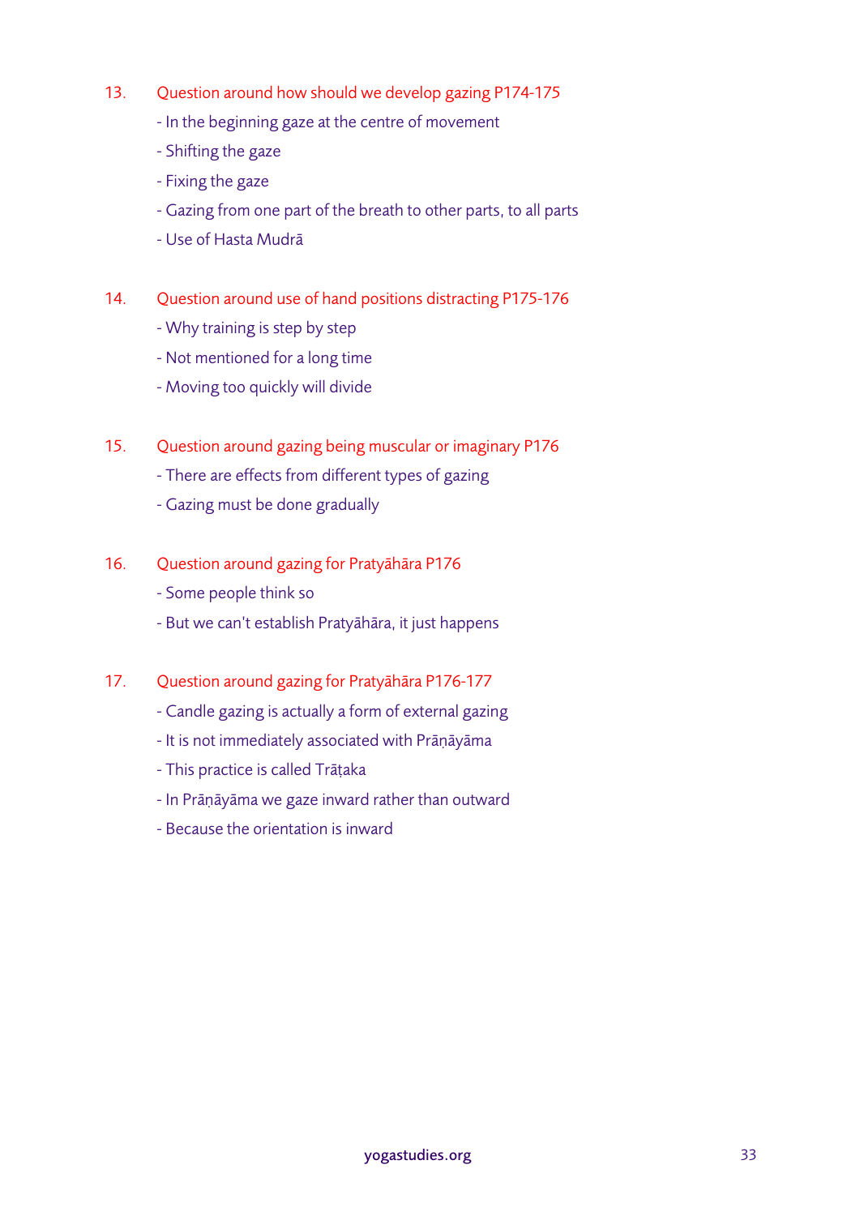13. Question around how should we develop gazing P174-175

    - In the beginning gaze at the centre of movement
    - Shifting the gaze
    - Fixing the gaze
    - Gazing from one part of the breath to other parts, to all parts
    - Use of Hasta Mudrā

14. Question around use of hand positions distracting P175-176

    - Why training is step by step
    - Not mentioned for a long time
    - Moving too quickly will divide

15. Question around gazing being muscular or imaginary P176

    - There are effects from different types of gazing
    - Gazing must be done gradually

16. Question around gazing for Pratyāhāra P176

    - Some people think so
    - But we can't establish Pratyāhāra, it just happens

17. Question around gazing for Pratyāhāra P176-177

    - Candle gazing is actually a form of external gazing
    - It is not immediately associated with Prāṇāyāma
    - This practice is called Trāṭaka
    - In Prāṇāyāma we gaze inward rather than outward
    - Because the orientation is inward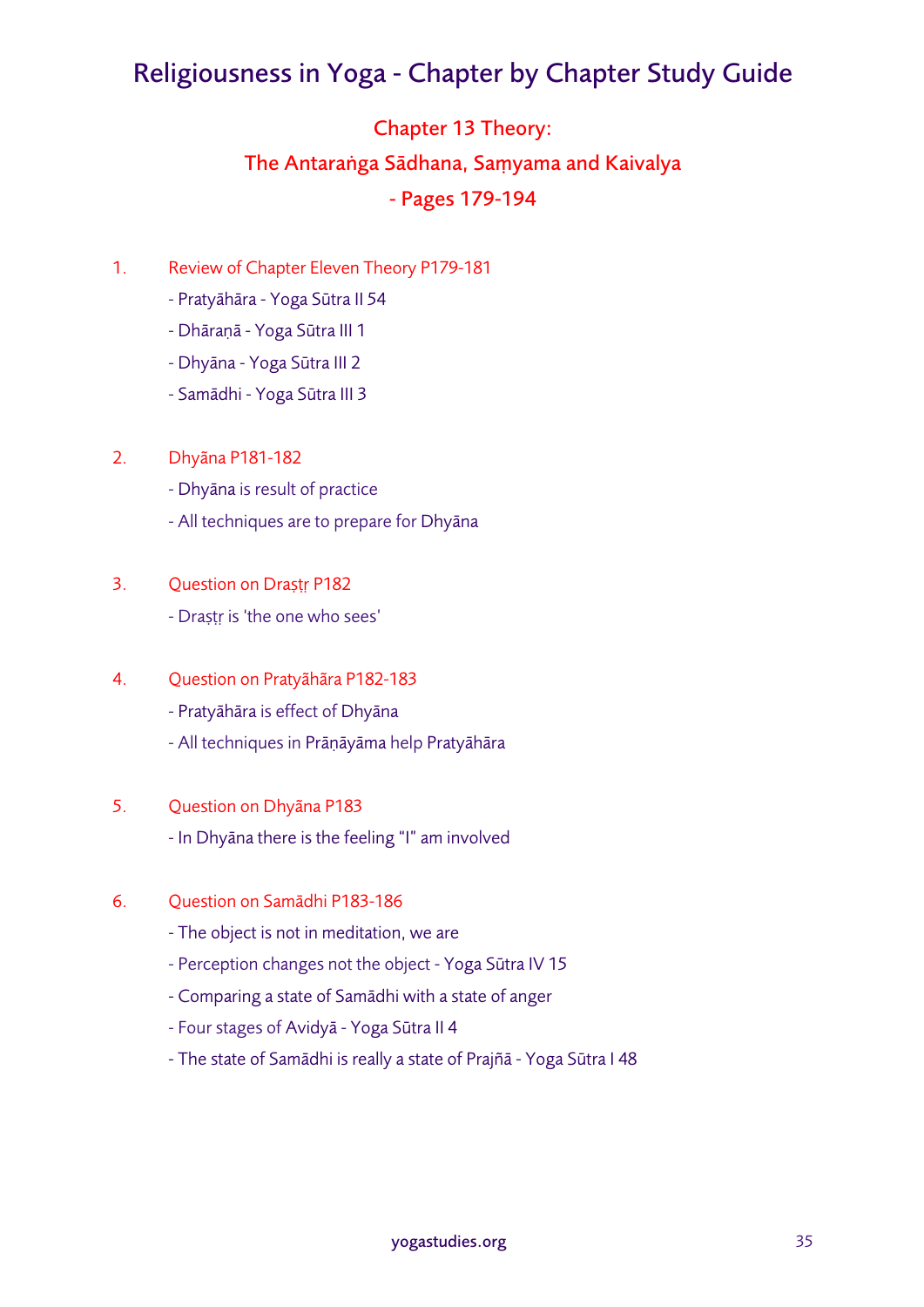# Religiousness in Yoga - Chapter by Chapter Study Guide

## Chapter 13 Theory:
## The Antaraṅga Sādhana, Saṃyama and Kaivalya
## - Pages 179-194

1. Review of Chapter Eleven Theory P179-181
   - Pratyāhāra - Yoga Sūtra II 54
   - Dhāraṇā - Yoga Sūtra III 1
   - Dhyāna - Yoga Sūtra III 2
   - Samādhi - Yoga Sūtra III 3

2. Dhyāna P181-182
   - Dhyāna is result of practice
   - All techniques are to prepare for Dhyāna

3. Question on Draṣṭṛ P182
   - Draṣṭṛ is 'the one who sees'

4. Question on Pratyāhāra P182-183
   - Pratyāhāra is effect of Dhyāna
   - All techniques in Prāṇāyāma help Pratyāhāra

5. Question on Dhyāna P183
   - In Dhyāna there is the feeling "I" am involved

6. Question on Samādhi P183-186
   - The object is not in meditation, we are
   - Perception changes not the object - Yoga Sūtra IV 15
   - Comparing a state of Samādhi with a state of anger
   - Four stages of Avidyā - Yoga Sūtra II 4
   - The state of Samādhi is really a state of Prajñā - Yoga Sūtra I 48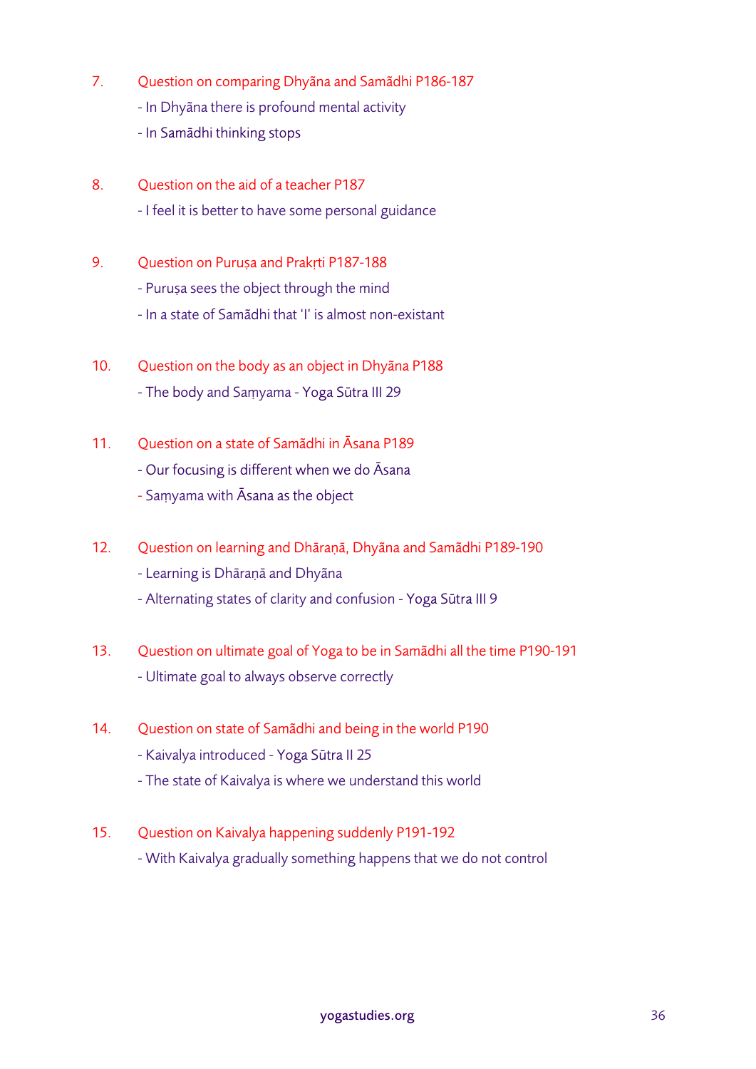7. Question on comparing Dhyāna and Samādhi P186-187
   - In Dhyāna there is profound mental activity
   - In Samādhi thinking stops

8. Question on the aid of a teacher P187
   - I feel it is better to have some personal guidance

9. Question on Puruṣa and Prakṛti P187-188
   - Puruṣa sees the object through the mind
   - In a state of Samādhi that 'I' is almost non-existant

10. Question on the body as an object in Dhyāna P188
    - The body and Saṃyama - Yoga Sūtra III 29

11. Question on a state of Samādhi in Āsana P189
    - Our focusing is different when we do Āsana
    - Saṃyama with Āsana as the object

12. Question on learning and Dhāraṇā, Dhyāna and Samādhi P189-190
    - Learning is Dhāraṇā and Dhyāna
    - Alternating states of clarity and confusion - Yoga Sūtra III 9

13. Question on ultimate goal of Yoga to be in Samādhi all the time P190-191
    - Ultimate goal to always observe correctly

14. Question on state of Samādhi and being in the world P190
    - Kaivalya introduced - Yoga Sūtra II 25
    - The state of Kaivalya is where we understand this world

15. Question on Kaivalya happening suddenly P191-192
    - With Kaivalya gradually something happens that we do not control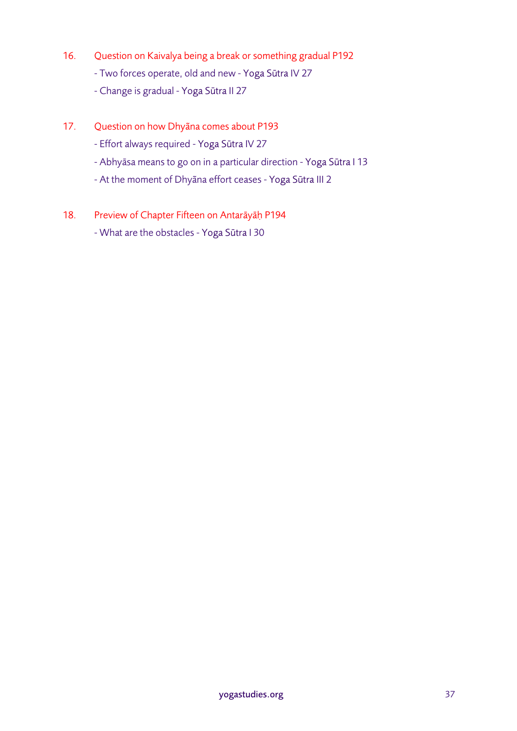16. Question on Kaivalya being a break or something gradual P192
    - Two forces operate, old and new - Yoga Sūtra IV 27
    - Change is gradual - Yoga Sūtra II 27

17. Question on how Dhyāna comes about P193
    - Effort always required - Yoga Sūtra IV 27
    - Abhyāsa means to go on in a particular direction - Yoga Sūtra I 13
    - At the moment of Dhyāna effort ceases - Yoga Sūtra III 2

18. Preview of Chapter Fifteen on Antarāyāḥ P194
    - What are the obstacles - Yoga Sūtra I 30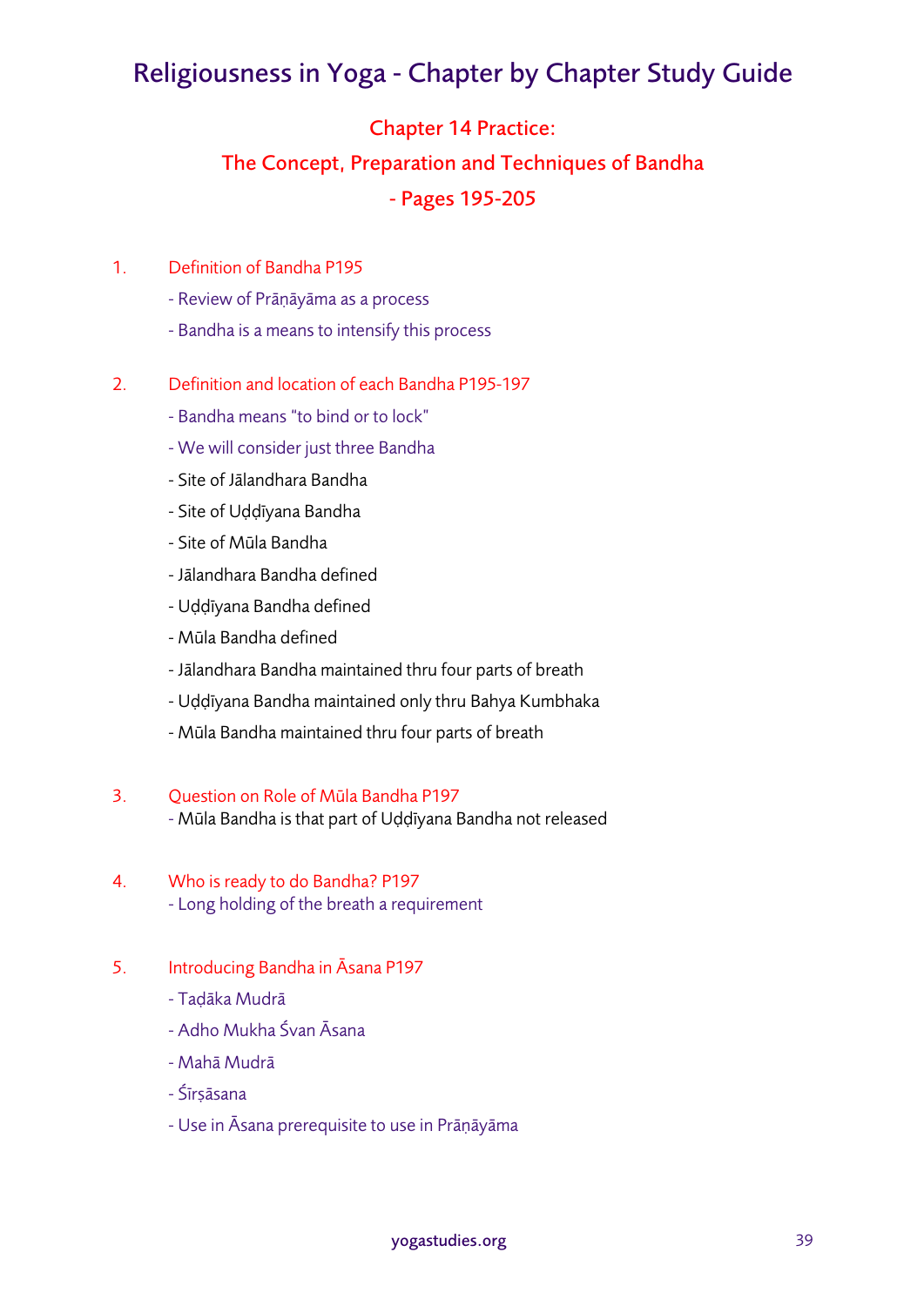# Religiousness in Yoga - Chapter by Chapter Study Guide

## Chapter 14 Practice:
## The Concept, Preparation and Techniques of Bandha
## - Pages 195-205

1. Definition of Bandha P195
   - Review of Prāṇāyāma as a process
   - Bandha is a means to intensify this process

2. Definition and location of each Bandha P195-197
   - Bandha means "to bind or to lock"
   - We will consider just three Bandha
   - Site of Jālandhara Bandha
   - Site of Uḍḍīyana Bandha
   - Site of Mūla Bandha
   - Jālandhara Bandha defined
   - Uḍḍīyana Bandha defined
   - Mūla Bandha defined
   - Jālandhara Bandha maintained thru four parts of breath
   - Uḍḍīyana Bandha maintained only thru Bahya Kumbhaka
   - Mūla Bandha maintained thru four parts of breath

3. Question on Role of Mūla Bandha P197
   - Mūla Bandha is that part of Uḍḍīyana Bandha not released

4. Who is ready to do Bandha? P197
   - Long holding of the breath a requirement

5. Introducing Bandha in Āsana P197
   - Taḍāka Mudrā
   - Adho Mukha Śvan Āsana
   - Mahā Mudrā
   - Śīrṣāsana
   - Use in Āsana prerequisite to use in Prāṇāyāma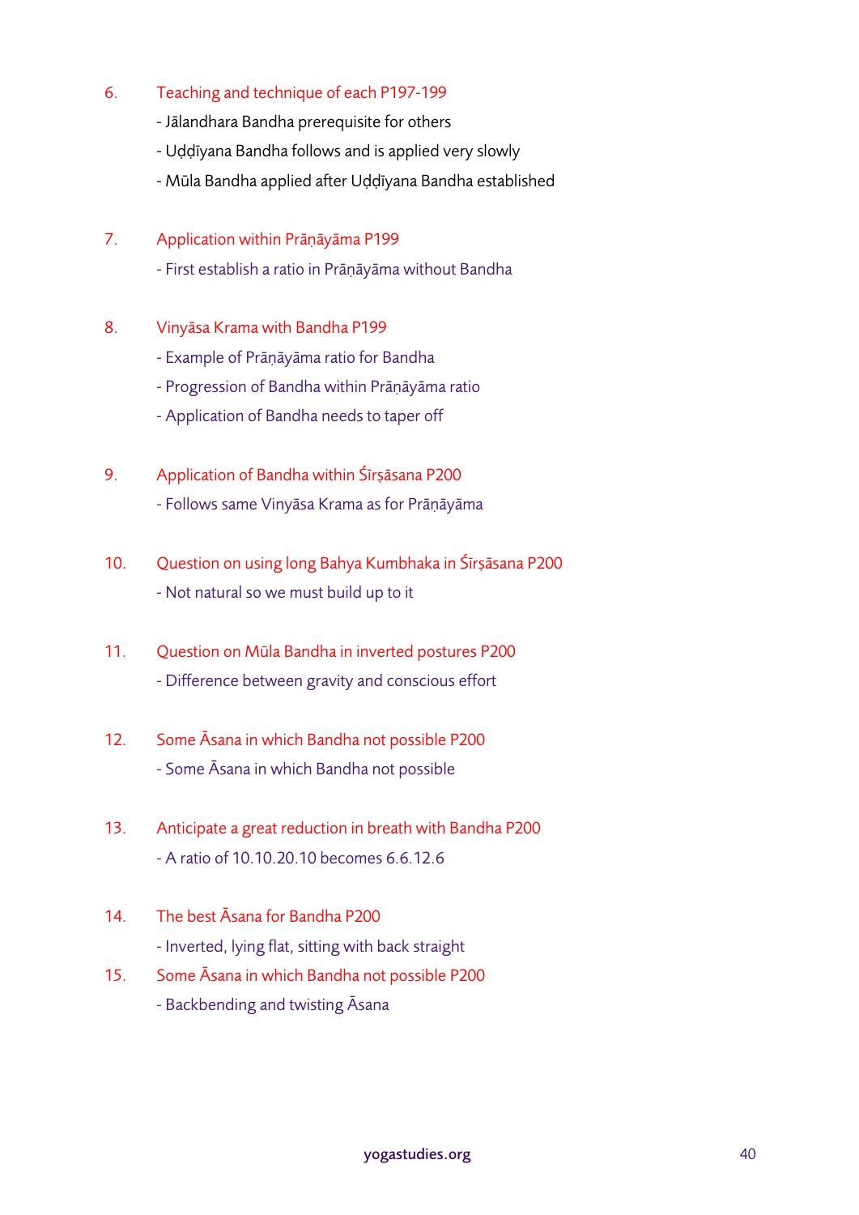6. Teaching and technique of each P197-199
   - Jālandhara Bandha prerequisite for others
   - Uḍḍīyana Bandha follows and is applied very slowly
   - Mūla Bandha applied after Uḍḍīyana Bandha established

7. Application within Prāṇāyāma P199
   - First establish a ratio in Prāṇāyāma without Bandha

8. Vinyāsa Krama with Bandha P199
   - Example of Prāṇāyāma ratio for Bandha
   - Progression of Bandha within Prāṇāyāma ratio
   - Application of Bandha needs to taper off

9. Application of Bandha within Śīrṣāsana P200
   - Follows same Vinyāsa Krama as for Prāṇāyāma

10. Question on using long Bahya Kumbhaka in Śīrṣāsana P200
    - Not natural so we must build up to it

11. Question on Mūla Bandha in inverted postures P200
    - Difference between gravity and conscious effort

12. Some Āsana in which Bandha not possible P200
    - Some Āsana in which Bandha not possible

13. Anticipate a great reduction in breath with Bandha P200
    - A ratio of 10.10.20.10 becomes 6.6.12.6

14. The best Āsana for Bandha P200
    - Inverted, lying flat, sitting with back straight

15. Some Āsana in which Bandha not possible P200
    - Backbending and twisting Āsana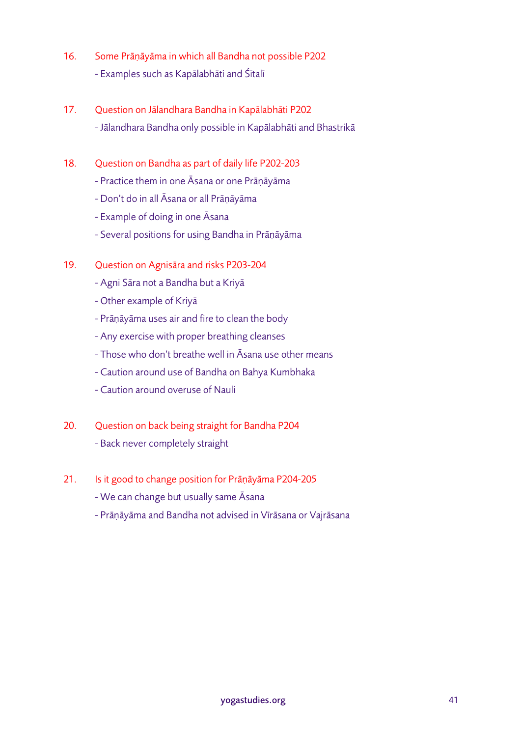16. Some Prāṇāyāma in which all Bandha not possible P202
    - Examples such as Kapālabhāti and Śītalī

17. Question on Jālandhara Bandha in Kapālabhāti P202
    - Jālandhara Bandha only possible in Kapālabhāti and Bhastrikā

18. Question on Bandha as part of daily life P202-203
    - Practice them in one Āsana or one Prāṇāyāma
    - Don't do in all Āsana or all Prāṇāyāma
    - Example of doing in one Āsana
    - Several positions for using Bandha in Prāṇāyāma

19. Question on Agnisāra and risks P203-204
    - Agni Sāra not a Bandha but a Kriyā
    - Other example of Kriyā
    - Prāṇāyāma uses air and fire to clean the body
    - Any exercise with proper breathing cleanses
    - Those who don't breathe well in Āsana use other means
    - Caution around use of Bandha on Bahya Kumbhaka
    - Caution around overuse of Nauli

20. Question on back being straight for Bandha P204
    - Back never completely straight

21. Is it good to change position for Prāṇāyāma P204-205
    - We can change but usually same Āsana
    - Prāṇāyāma and Bandha not advised in Vīrāsana or Vajrāsana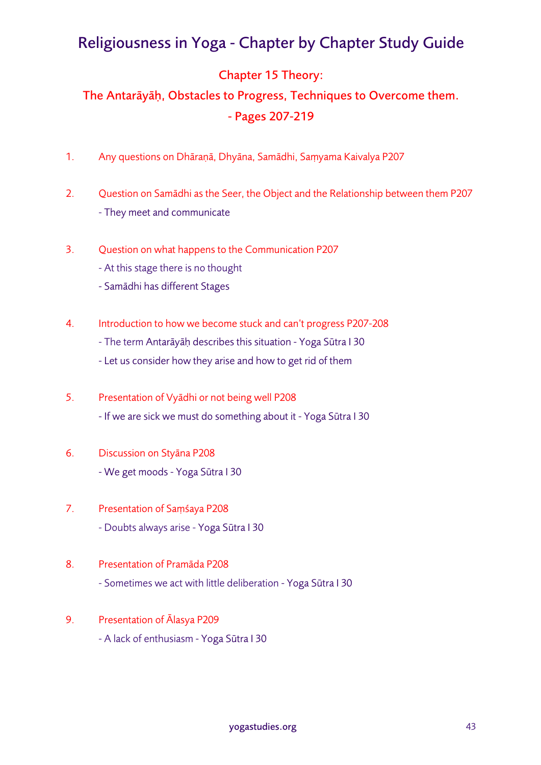# Religiousness in Yoga - Chapter by Chapter Study Guide

## Chapter 15 Theory:

## The Antarāyāḥ, Obstacles to Progress, Techniques to Overcome them. - Pages 207-219

1. Any questions on Dhāraṇā, Dhyāna, Samādhi, Saṃyama Kaivalya P207

2. Question on Samādhi as the Seer, the Object and the Relationship between them P207
   - They meet and communicate

3. Question on what happens to the Communication P207
   - At this stage there is no thought
   - Samādhi has different Stages

4. Introduction to how we become stuck and can't progress P207-208
   - The term Antarāyāḥ describes this situation - Yoga Sūtra I 30
   - Let us consider how they arise and how to get rid of them

5. Presentation of Vyādhi or not being well P208
   - If we are sick we must do something about it - Yoga Sūtra I 30

6. Discussion on Styāna P208
   - We get moods - Yoga Sūtra I 30

7. Presentation of Saṃśaya P208
   - Doubts always arise - Yoga Sūtra I 30

8. Presentation of Pramāda P208
   - Sometimes we act with little deliberation - Yoga Sūtra I 30

9. Presentation of Ālasya P209
   - A lack of enthusiasm - Yoga Sūtra I 30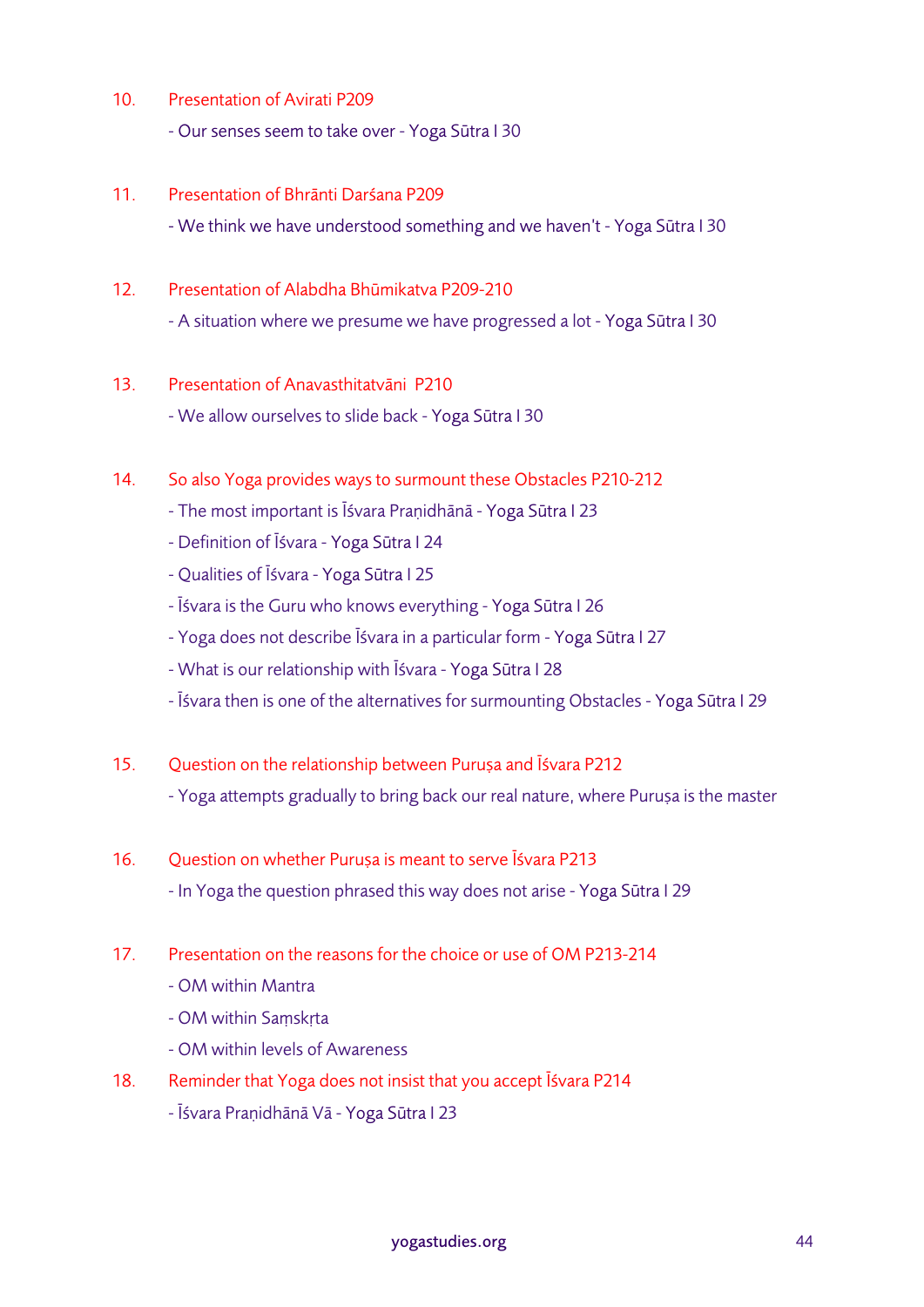10. Presentation of Avirati P209

    - Our senses seem to take over - Yoga Sūtra I 30

11. Presentation of Bhrānti Darśana P209

    - We think we have understood something and we haven't - Yoga Sūtra I 30

12. Presentation of Alabdha Bhūmikatva P209-210

    - A situation where we presume we have progressed a lot - Yoga Sūtra I 30

13. Presentation of Anavasthitatvāni P210

    - We allow ourselves to slide back - Yoga Sūtra I 30

14. So also Yoga provides ways to surmount these Obstacles P210-212

    - The most important is Īśvara Praṇidhānā - Yoga Sūtra I 23
    - Definition of Īśvara - Yoga Sūtra I 24
    - Qualities of Īśvara - Yoga Sūtra I 25
    - Īśvara is the Guru who knows everything - Yoga Sūtra I 26
    - Yoga does not describe Īśvara in a particular form - Yoga Sūtra I 27
    - What is our relationship with Īśvara - Yoga Sūtra I 28
    - Īśvara then is one of the alternatives for surmounting Obstacles - Yoga Sūtra I 29

15. Question on the relationship between Puruṣa and Īśvara P212

    - Yoga attempts gradually to bring back our real nature, where Puruṣa is the master

16. Question on whether Puruṣa is meant to serve Īśvara P213

    - In Yoga the question phrased this way does not arise - Yoga Sūtra I 29

17. Presentation on the reasons for the choice or use of OM P213-214

    - OM within Mantra
    - OM within Saṃskṛta
    - OM within levels of Awareness

18. Reminder that Yoga does not insist that you accept Īśvara P214

    - Īśvara Praṇidhānā Vā - Yoga Sūtra I 23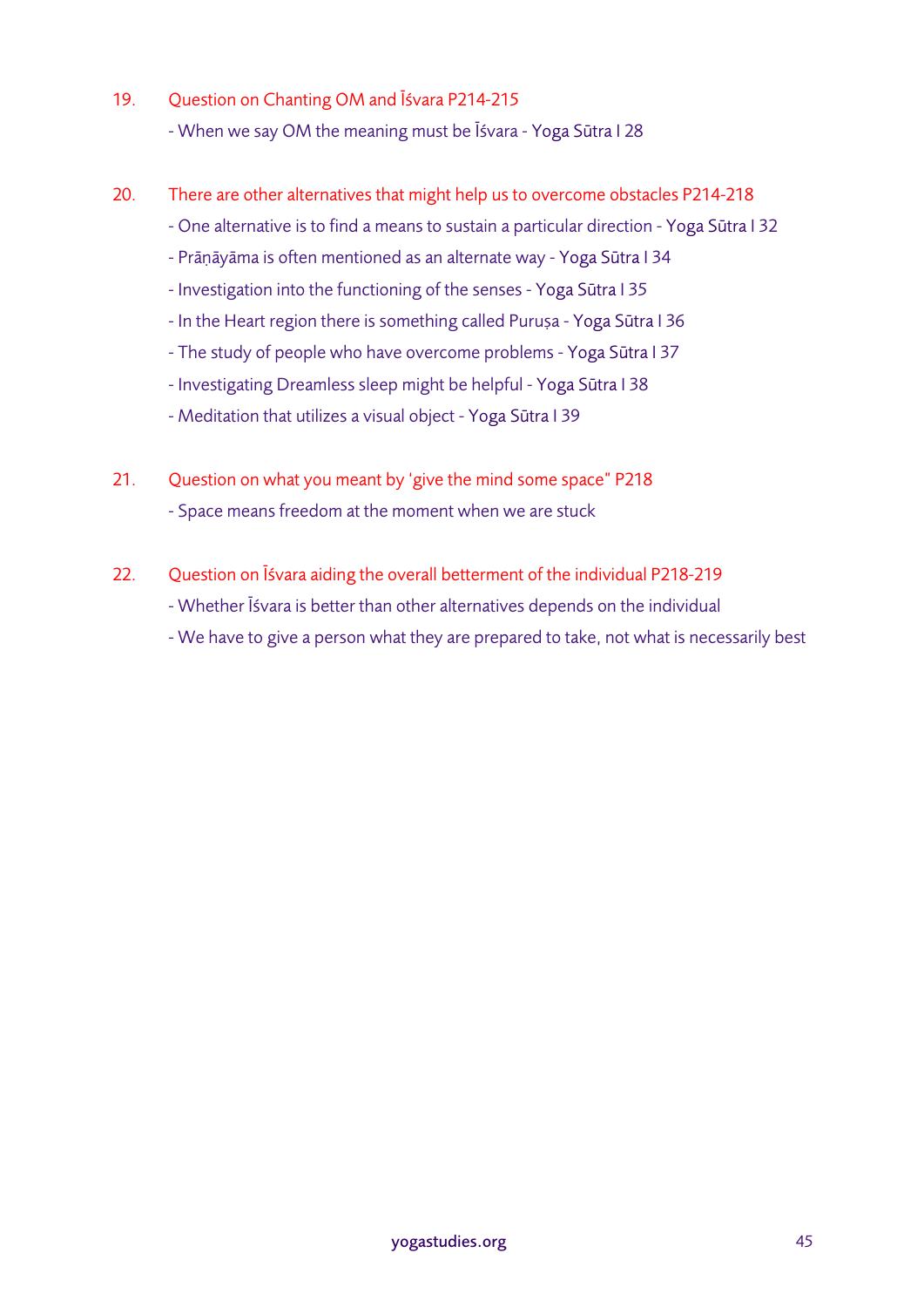19. Question on Chanting OM and Īśvara P214-215

    - When we say OM the meaning must be Īśvara - Yoga Sūtra I 28

20. There are other alternatives that might help us to overcome obstacles P214-218

    - One alternative is to find a means to sustain a particular direction - Yoga Sūtra I 32
    - Prāṇāyāma is often mentioned as an alternate way - Yoga Sūtra I 34
    - Investigation into the functioning of the senses - Yoga Sūtra I 35
    - In the Heart region there is something called Puruṣa - Yoga Sūtra I 36
    - The study of people who have overcome problems - Yoga Sūtra I 37
    - Investigating Dreamless sleep might be helpful - Yoga Sūtra I 38
    - Meditation that utilizes a visual object - Yoga Sūtra I 39

21. Question on what you meant by 'give the mind some space" P218

    - Space means freedom at the moment when we are stuck

22. Question on Īśvara aiding the overall betterment of the individual P218-219

    - Whether Īśvara is better than other alternatives depends on the individual
    - We have to give a person what they are prepared to take, not what is necessarily best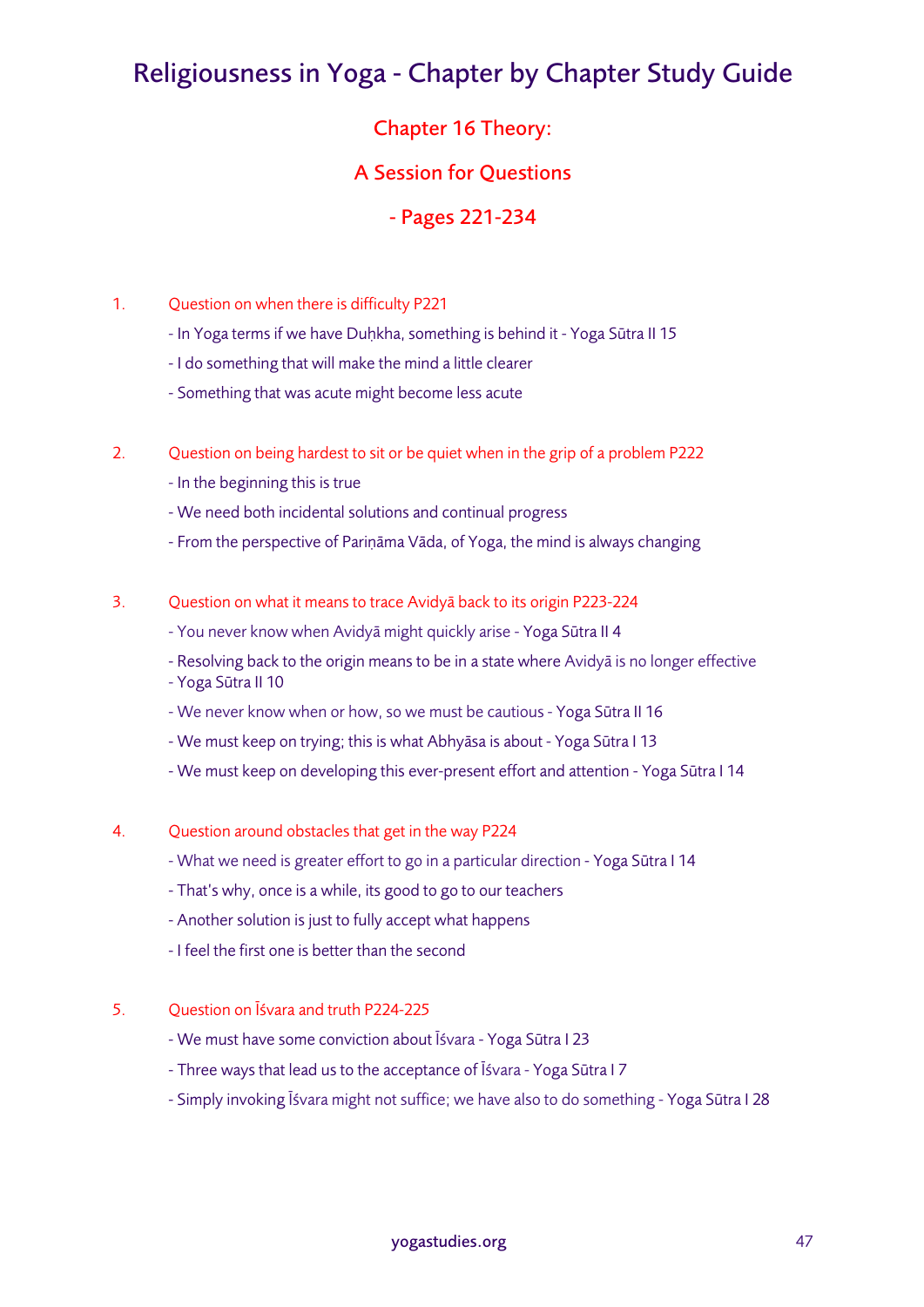# Religiousness in Yoga - Chapter by Chapter Study Guide

## Chapter 16 Theory:

## A Session for Questions

## - Pages 221-234

1. Question on when there is difficulty P221
   - In Yoga terms if we have Duḥkha, something is behind it - Yoga Sūtra II 15
   - I do something that will make the mind a little clearer
   - Something that was acute might become less acute

2. Question on being hardest to sit or be quiet when in the grip of a problem P222
   - In the beginning this is true
   - We need both incidental solutions and continual progress
   - From the perspective of Pariṇāma Vāda, of Yoga, the mind is always changing

3. Question on what it means to trace Avidyā back to its origin P223-224
   - You never know when Avidyā might quickly arise - Yoga Sūtra II 4
   - Resolving back to the origin means to be in a state where Avidyā is no longer effective - Yoga Sūtra II 10
   - We never know when or how, so we must be cautious - Yoga Sūtra II 16
   - We must keep on trying; this is what Abhyāsa is about - Yoga Sūtra I 13
   - We must keep on developing this ever-present effort and attention - Yoga Sūtra I 14

4. Question around obstacles that get in the way P224
   - What we need is greater effort to go in a particular direction - Yoga Sūtra I 14
   - That's why, once is a while, its good to go to our teachers
   - Another solution is just to fully accept what happens
   - I feel the first one is better than the second

5. Question on Īśvara and truth P224-225
   - We must have some conviction about Īśvara - Yoga Sūtra I 23
   - Three ways that lead us to the acceptance of Īśvara - Yoga Sūtra I 7
   - Simply invoking Īśvara might not suffice; we have also to do something - Yoga Sūtra I 28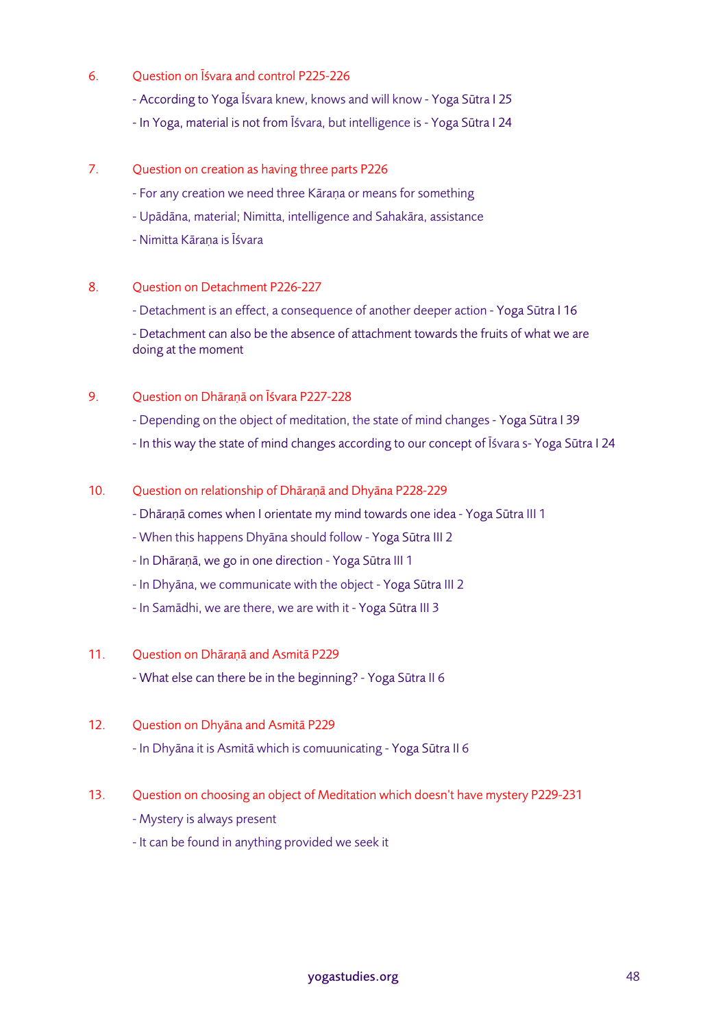6. Question on Īśvara and control P225-226

- According to Yoga Īśvara knew, knows and will know - Yoga Sūtra I 25
- In Yoga, material is not from Īśvara, but intelligence is - Yoga Sūtra I 24

7. Question on creation as having three parts P226

- For any creation we need three Kāraṇa or means for something
- Upādāna, material; Nimitta, intelligence and Sahakāra, assistance
- Nimitta Kāraṇa is Īśvara

8. Question on Detachment P226-227

- Detachment is an effect, a consequence of another deeper action - Yoga Sūtra I 16
- Detachment can also be the absence of attachment towards the fruits of what we are doing at the moment

9. Question on Dhāraṇā on Īśvara P227-228

- Depending on the object of meditation, the state of mind changes - Yoga Sūtra I 39
- In this way the state of mind changes according to our concept of Īśvara s- Yoga Sūtra I 24

10. Question on relationship of Dhāraṇā and Dhyāna P228-229

- Dhāraṇā comes when I orientate my mind towards one idea - Yoga Sūtra III 1
- When this happens Dhyāna should follow - Yoga Sūtra III 2
- In Dhāraṇā, we go in one direction - Yoga Sūtra III 1
- In Dhyāna, we communicate with the object - Yoga Sūtra III 2
- In Samādhi, we are there, we are with it - Yoga Sūtra III 3

11. Question on Dhāraṇā and Asmitā P229

- What else can there be in the beginning? - Yoga Sūtra II 6

12. Question on Dhyāna and Asmitā P229

- In Dhyāna it is Asmitā which is comuunicating - Yoga Sūtra II 6

13. Question on choosing an object of Meditation which doesn't have mystery P229-231

- Mystery is always present
- It can be found in anything provided we seek it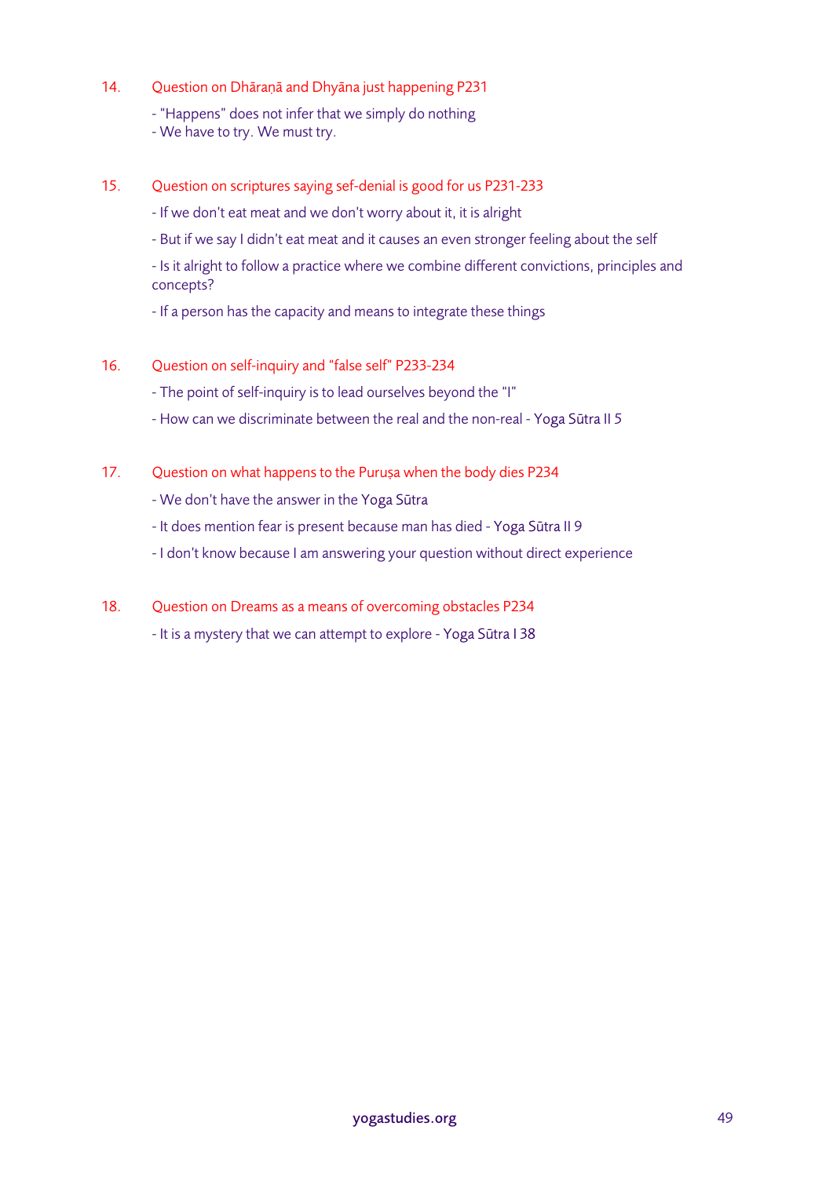14. Question on Dhāraṇā and Dhyāna just happening P231

    - "Happens" does not infer that we simply do nothing
    - We have to try. We must try.

15. Question on scriptures saying sef-denial is good for us P231-233

    - If we don't eat meat and we don't worry about it, it is alright
    - But if we say I didn't eat meat and it causes an even stronger feeling about the self
    - Is it alright to follow a practice where we combine different convictions, principles and concepts?
    - If a person has the capacity and means to integrate these things

16. Question on self-inquiry and "false self" P233-234

    - The point of self-inquiry is to lead ourselves beyond the "I"
    - How can we discriminate between the real and the non-real - Yoga Sūtra II 5

17. Question on what happens to the Puruṣa when the body dies P234

    - We don't have the answer in the Yoga Sūtra
    - It does mention fear is present because man has died - Yoga Sūtra II 9
    - I don't know because I am answering your question without direct experience

18. Question on Dreams as a means of overcoming obstacles P234

    - It is a mystery that we can attempt to explore - Yoga Sūtra I 38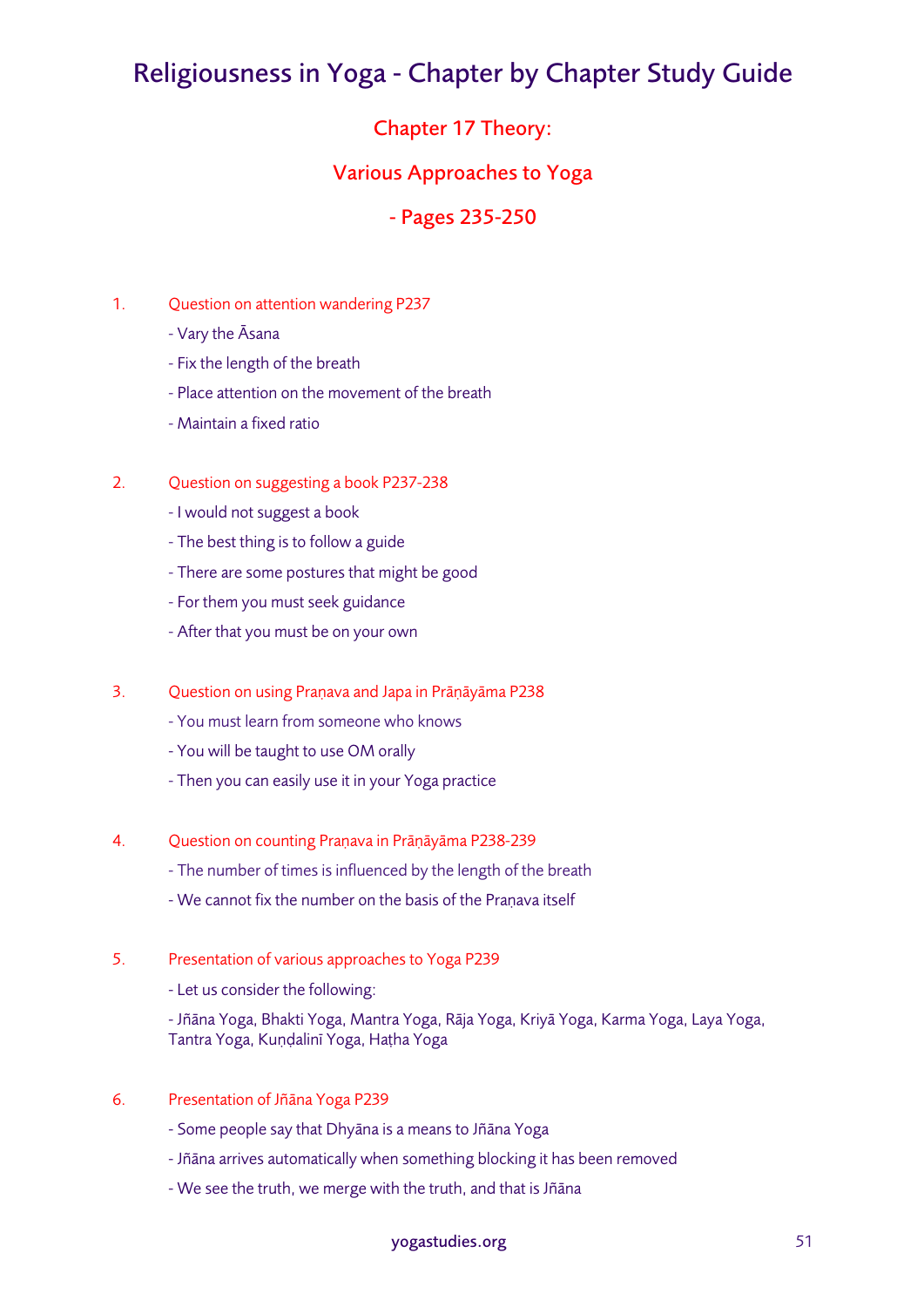# Religiousness in Yoga - Chapter by Chapter Study Guide

## Chapter 17 Theory:

## Various Approaches to Yoga

## - Pages 235-250

1. Question on attention wandering P237
   - Vary the Āsana
   - Fix the length of the breath
   - Place attention on the movement of the breath
   - Maintain a fixed ratio

2. Question on suggesting a book P237-238
   - I would not suggest a book
   - The best thing is to follow a guide
   - There are some postures that might be good
   - For them you must seek guidance
   - After that you must be on your own

3. Question on using Praṇava and Japa in Prāṇāyāma P238
   - You must learn from someone who knows
   - You will be taught to use OM orally
   - Then you can easily use it in your Yoga practice

4. Question on counting Praṇava in Prāṇāyāma P238-239
   - The number of times is influenced by the length of the breath
   - We cannot fix the number on the basis of the Praṇava itself

5. Presentation of various approaches to Yoga P239
   - Let us consider the following:
   - Jñāna Yoga, Bhakti Yoga, Mantra Yoga, Rāja Yoga, Kriyā Yoga, Karma Yoga, Laya Yoga, Tantra Yoga, Kuṇḍalinī Yoga, Haṭha Yoga

6. Presentation of Jñāna Yoga P239
   - Some people say that Dhyāna is a means to Jñāna Yoga
   - Jñāna arrives automatically when something blocking it has been removed
   - We see the truth, we merge with the truth, and that is Jñāna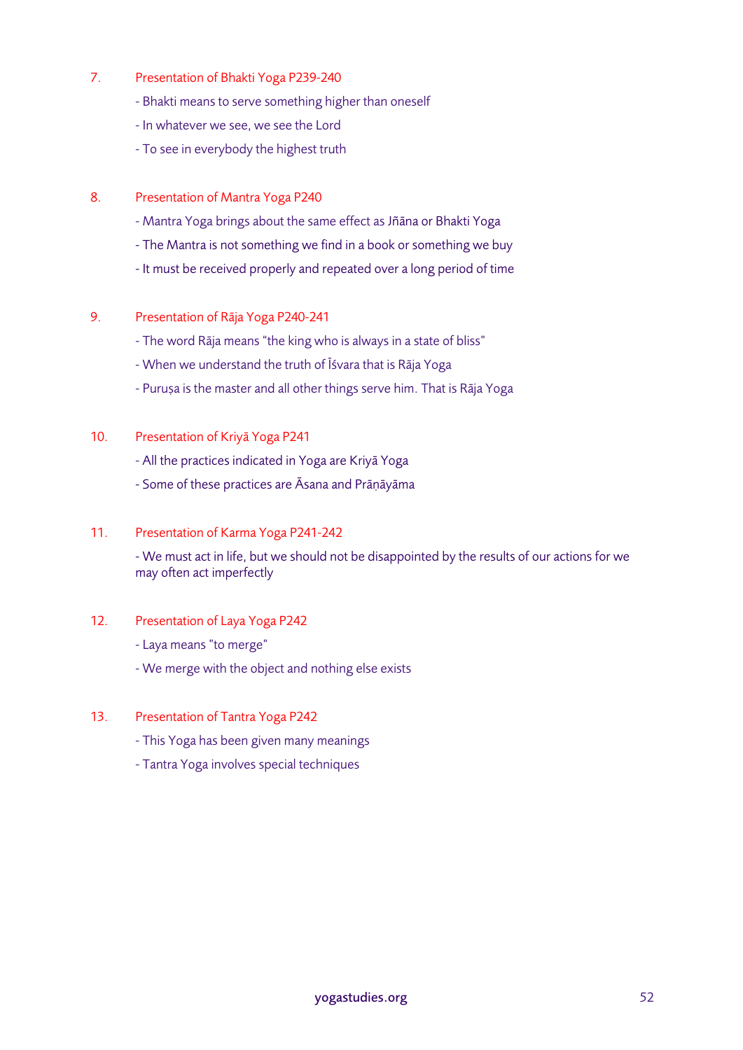7. Presentation of Bhakti Yoga P239-240

   - Bhakti means to serve something higher than oneself
   - In whatever we see, we see the Lord
   - To see in everybody the highest truth

8. Presentation of Mantra Yoga P240

   - Mantra Yoga brings about the same effect as Jñāna or Bhakti Yoga
   - The Mantra is not something we find in a book or something we buy
   - It must be received properly and repeated over a long period of time

9. Presentation of Rāja Yoga P240-241

   - The word Rāja means "the king who is always in a state of bliss"
   - When we understand the truth of Īśvara that is Rāja Yoga
   - Puruṣa is the master and all other things serve him. That is Rāja Yoga

10. Presentation of Kriyā Yoga P241

    - All the practices indicated in Yoga are Kriyā Yoga
    - Some of these practices are Āsana and Prāṇāyāma

11. Presentation of Karma Yoga P241-242

    - We must act in life, but we should not be disappointed by the results of our actions for we may often act imperfectly

12. Presentation of Laya Yoga P242

    - Laya means "to merge"
    - We merge with the object and nothing else exists

13. Presentation of Tantra Yoga P242

    - This Yoga has been given many meanings
    - Tantra Yoga involves special techniques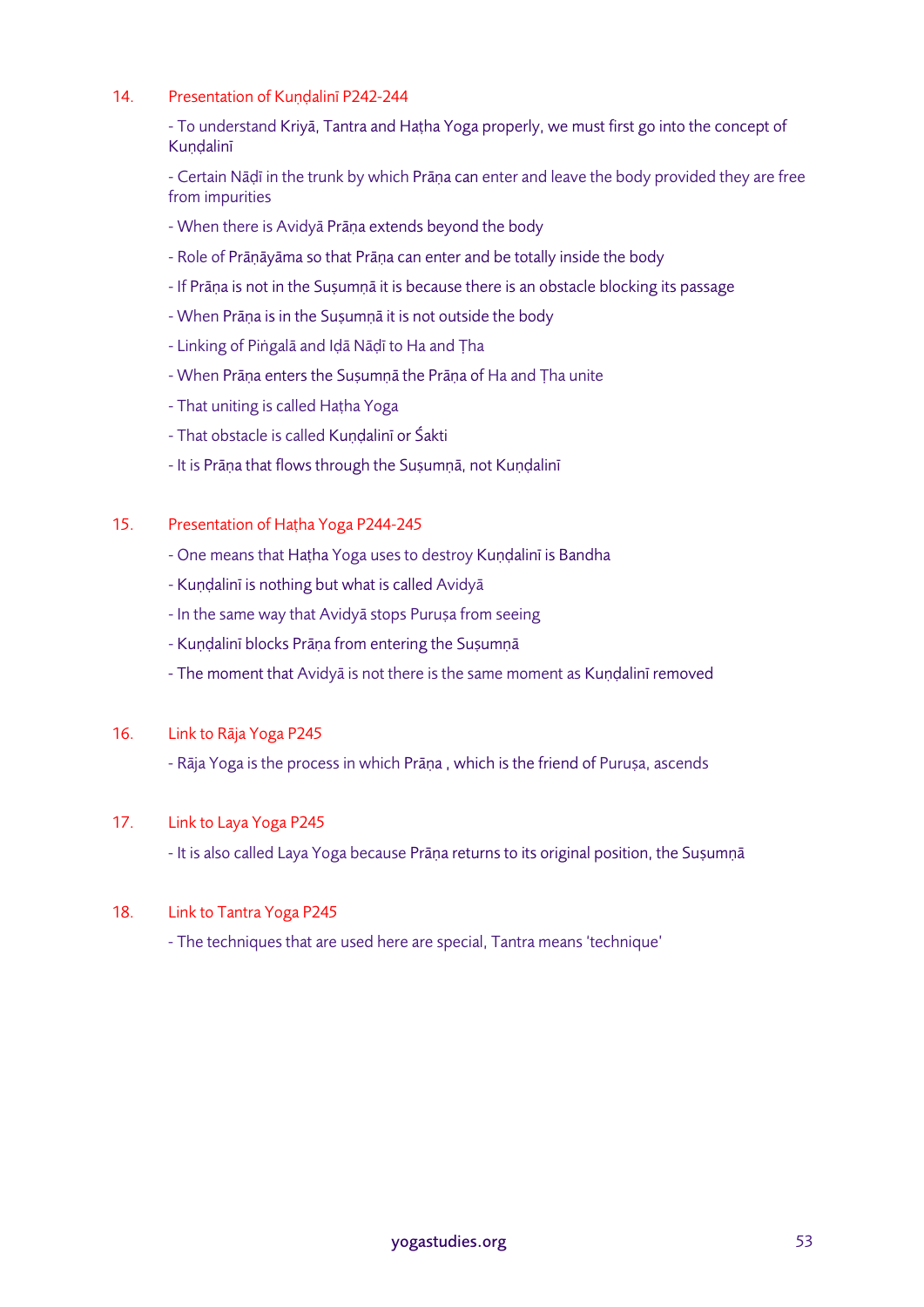14. Presentation of Kuṇḍalinī P242-244

- To understand Kriyā, Tantra and Haṭha Yoga properly, we must first go into the concept of Kuṇḍalinī
- Certain Nāḍī in the trunk by which Prāṇa can enter and leave the body provided they are free from impurities
- When there is Avidyā Prāṇa extends beyond the body
- Role of Prāṇāyāma so that Prāṇa can enter and be totally inside the body
- If Prāṇa is not in the Suṣumṇā it is because there is an obstacle blocking its passage
- When Prāṇa is in the Suṣumṇā it is not outside the body
- Linking of Piṅgalā and Iḍā Nāḍī to Ha and Ṭha
- When Prāṇa enters the Suṣumṇā the Prāṇa of Ha and Ṭha unite
- That uniting is called Haṭha Yoga
- That obstacle is called Kuṇḍalinī or Śakti
- It is Prāṇa that flows through the Suṣumṇā, not Kuṇḍalinī

15. Presentation of Haṭha Yoga P244-245

- One means that Haṭha Yoga uses to destroy Kuṇḍalinī is Bandha
- Kuṇḍalinī is nothing but what is called Avidyā
- In the same way that Avidyā stops Puruṣa from seeing
- Kuṇḍalinī blocks Prāṇa from entering the Suṣumṇā
- The moment that Avidyā is not there is the same moment as Kuṇḍalinī removed

16. Link to Rāja Yoga P245

- Rāja Yoga is the process in which Prāṇa , which is the friend of Puruṣa, ascends

17. Link to Laya Yoga P245

- It is also called Laya Yoga because Prāṇa returns to its original position, the Suṣumṇā

18. Link to Tantra Yoga P245

- The techniques that are used here are special, Tantra means 'technique'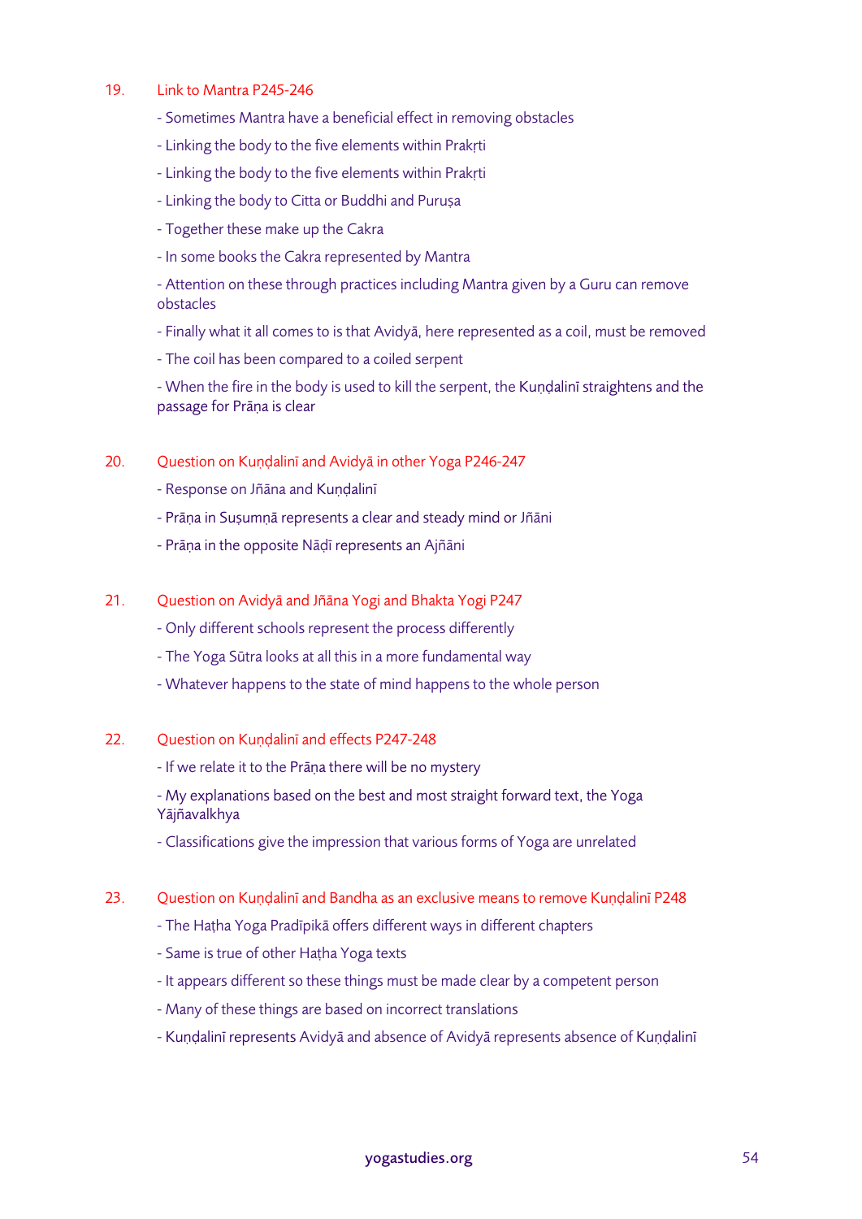19. Link to Mantra P245-246

- Sometimes Mantra have a beneficial effect in removing obstacles
- Linking the body to the five elements within Prakṛti
- Linking the body to the five elements within Prakṛti
- Linking the body to Citta or Buddhi and Puruṣa
- Together these make up the Cakra
- In some books the Cakra represented by Mantra
- Attention on these through practices including Mantra given by a Guru can remove obstacles
- Finally what it all comes to is that Avidyā, here represented as a coil, must be removed
- The coil has been compared to a coiled serpent
- When the fire in the body is used to kill the serpent, the Kuṇḍalinī straightens and the passage for Prāṇa is clear

20. Question on Kuṇḍalinī and Avidyā in other Yoga P246-247

- Response on Jñāna and Kuṇḍalinī
- Prāṇa in Suṣumṇā represents a clear and steady mind or Jñāni
- Prāṇa in the opposite Nāḍī represents an Ajñāni

21. Question on Avidyā and Jñāna Yogi and Bhakta Yogi P247

- Only different schools represent the process differently
- The Yoga Sūtra looks at all this in a more fundamental way
- Whatever happens to the state of mind happens to the whole person

22. Question on Kuṇḍalinī and effects P247-248

- If we relate it to the Prāṇa there will be no mystery
- My explanations based on the best and most straight forward text, the Yoga Yājñavalkhya
- Classifications give the impression that various forms of Yoga are unrelated

23. Question on Kuṇḍalinī and Bandha as an exclusive means to remove Kuṇḍalinī P248

- The Haṭha Yoga Pradīpikā offers different ways in different chapters
- Same is true of other Haṭha Yoga texts
- It appears different so these things must be made clear by a competent person
- Many of these things are based on incorrect translations
- Kuṇḍalinī represents Avidyā and absence of Avidyā represents absence of Kuṇḍalinī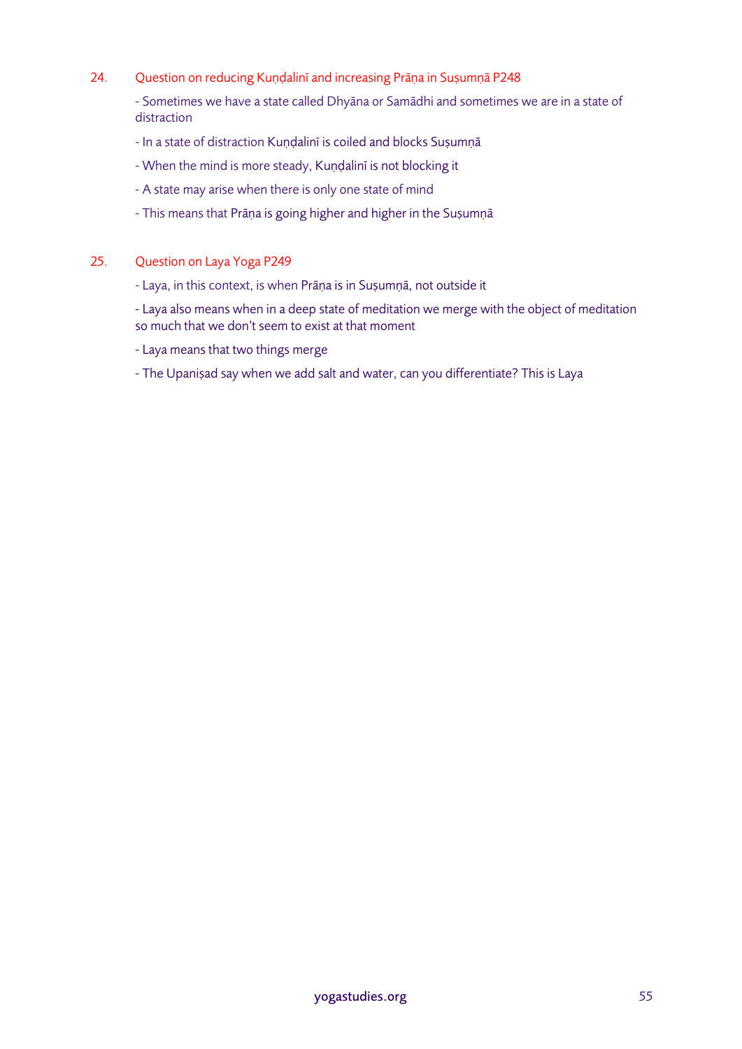24. Question on reducing Kuṇḍalinī and increasing Prāṇa in Suṣumṇā P248

- Sometimes we have a state called Dhyāna or Samādhi and sometimes we are in a state of distraction

- In a state of distraction Kuṇḍalinī is coiled and blocks Suṣumṇā

- When the mind is more steady, Kuṇḍalinī is not blocking it

- A state may arise when there is only one state of mind

- This means that Prāṇa is going higher and higher in the Suṣumṇā

25. Question on Laya Yoga P249

- Laya, in this context, is when Prāṇa is in Suṣumṇā, not outside it

- Laya also means when in a deep state of meditation we merge with the object of meditation so much that we don't seem to exist at that moment

- Laya means that two things merge

- The Upaniṣad say when we add salt and water, can you differentiate? This is Laya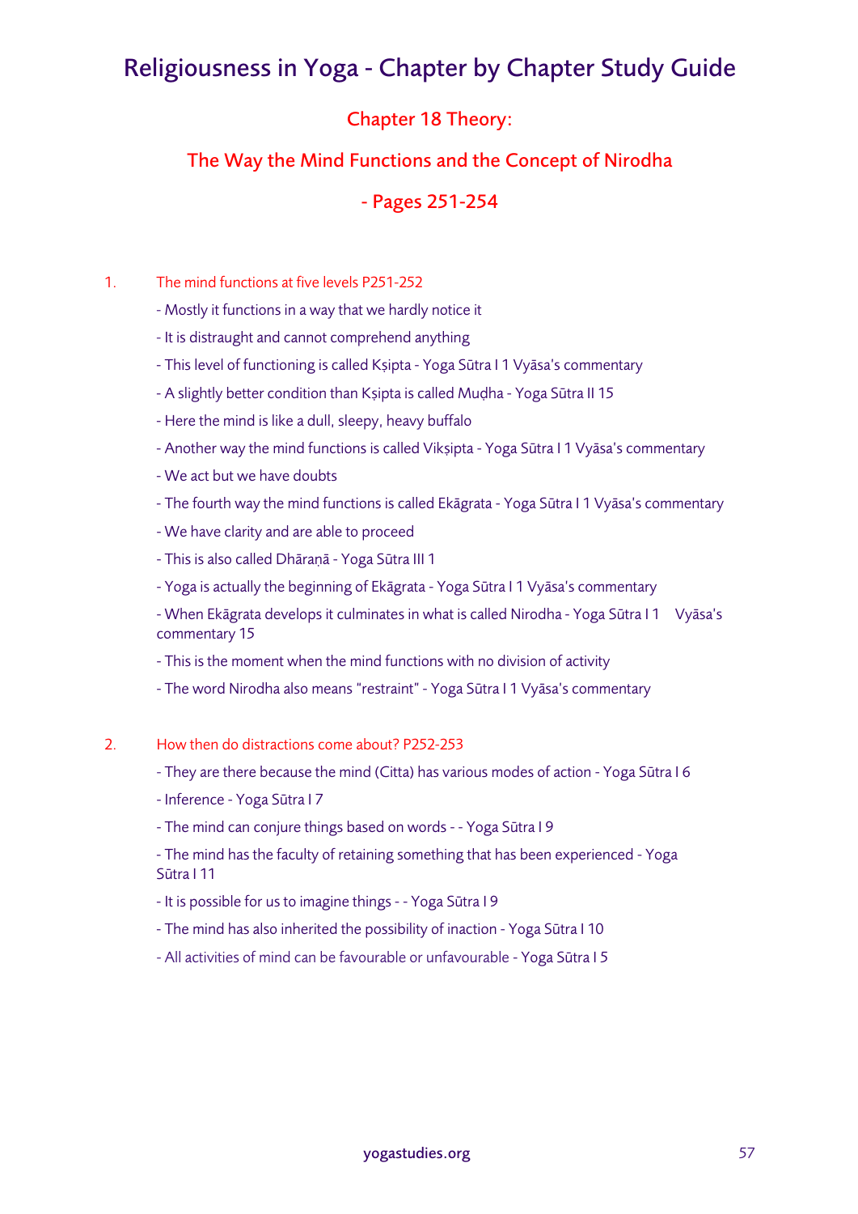# Religiousness in Yoga - Chapter by Chapter Study Guide

## Chapter 18 Theory:

## The Way the Mind Functions and the Concept of Nirodha

## - Pages 251-254

1. The mind functions at five levels P251-252
   - Mostly it functions in a way that we hardly notice it
   - It is distraught and cannot comprehend anything
   - This level of functioning is called Kṣipta - Yoga Sūtra I 1 Vyāsa's commentary
   - A slightly better condition than Kṣipta is called Muḍha - Yoga Sūtra II 15
   - Here the mind is like a dull, sleepy, heavy buffalo
   - Another way the mind functions is called Vikṣipta - Yoga Sūtra I 1 Vyāsa's commentary
   - We act but we have doubts
   - The fourth way the mind functions is called Ekāgrata - Yoga Sūtra I 1 Vyāsa's commentary
   - We have clarity and are able to proceed
   - This is also called Dhāraṇā - Yoga Sūtra III 1
   - Yoga is actually the beginning of Ekāgrata - Yoga Sūtra I 1 Vyāsa's commentary
   - When Ekāgrata develops it culminates in what is called Nirodha - Yoga Sūtra I 1 Vyāsa's commentary 15
   - This is the moment when the mind functions with no division of activity
   - The word Nirodha also means "restraint" - Yoga Sūtra I 1 Vyāsa's commentary

2. How then do distractions come about? P252-253
   - They are there because the mind (Citta) has various modes of action - Yoga Sūtra I 6
   - Inference - Yoga Sūtra I 7
   - The mind can conjure things based on words - - Yoga Sūtra I 9
   - The mind has the faculty of retaining something that has been experienced - Yoga Sūtra I 11
   - It is possible for us to imagine things - - Yoga Sūtra I 9
   - The mind has also inherited the possibility of inaction - Yoga Sūtra I 10
   - All activities of mind can be favourable or unfavourable - Yoga Sūtra I 5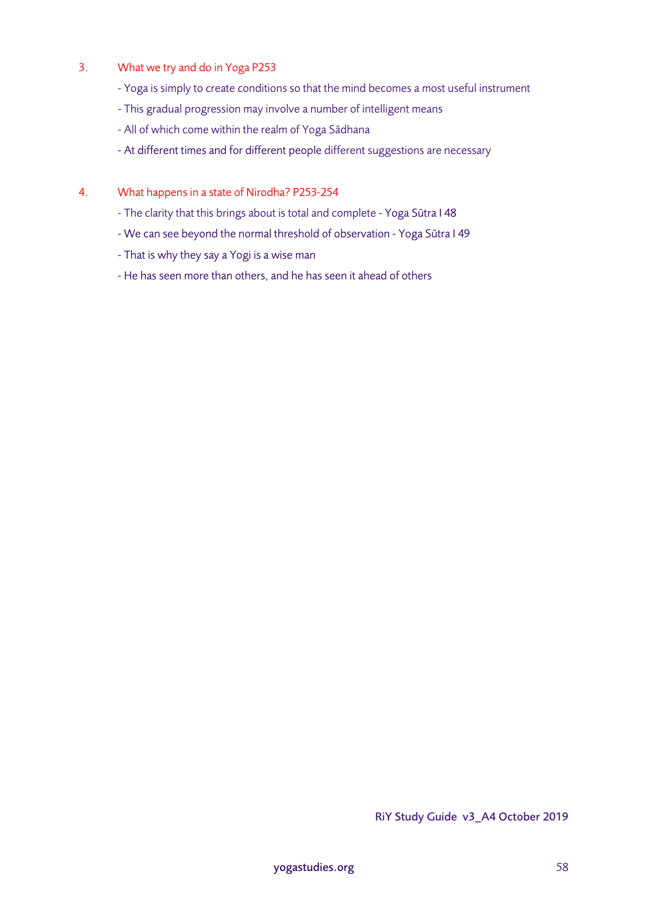3. What we try and do in Yoga P253

- Yoga is simply to create conditions so that the mind becomes a most useful instrument
- This gradual progression may involve a number of intelligent means
- All of which come within the realm of Yoga Sādhana
- At different times and for different people different suggestions are necessary

4. What happens in a state of Nirodha? P253-254

- The clarity that this brings about is total and complete - Yoga Sūtra I 48
- We can see beyond the normal threshold of observation - Yoga Sūtra I 49
- That is why they say a Yogi is a wise man
- He has seen more than others, and he has seen it ahead of others

RiY Study Guide v3_A4 October 2019

yogastudies.org